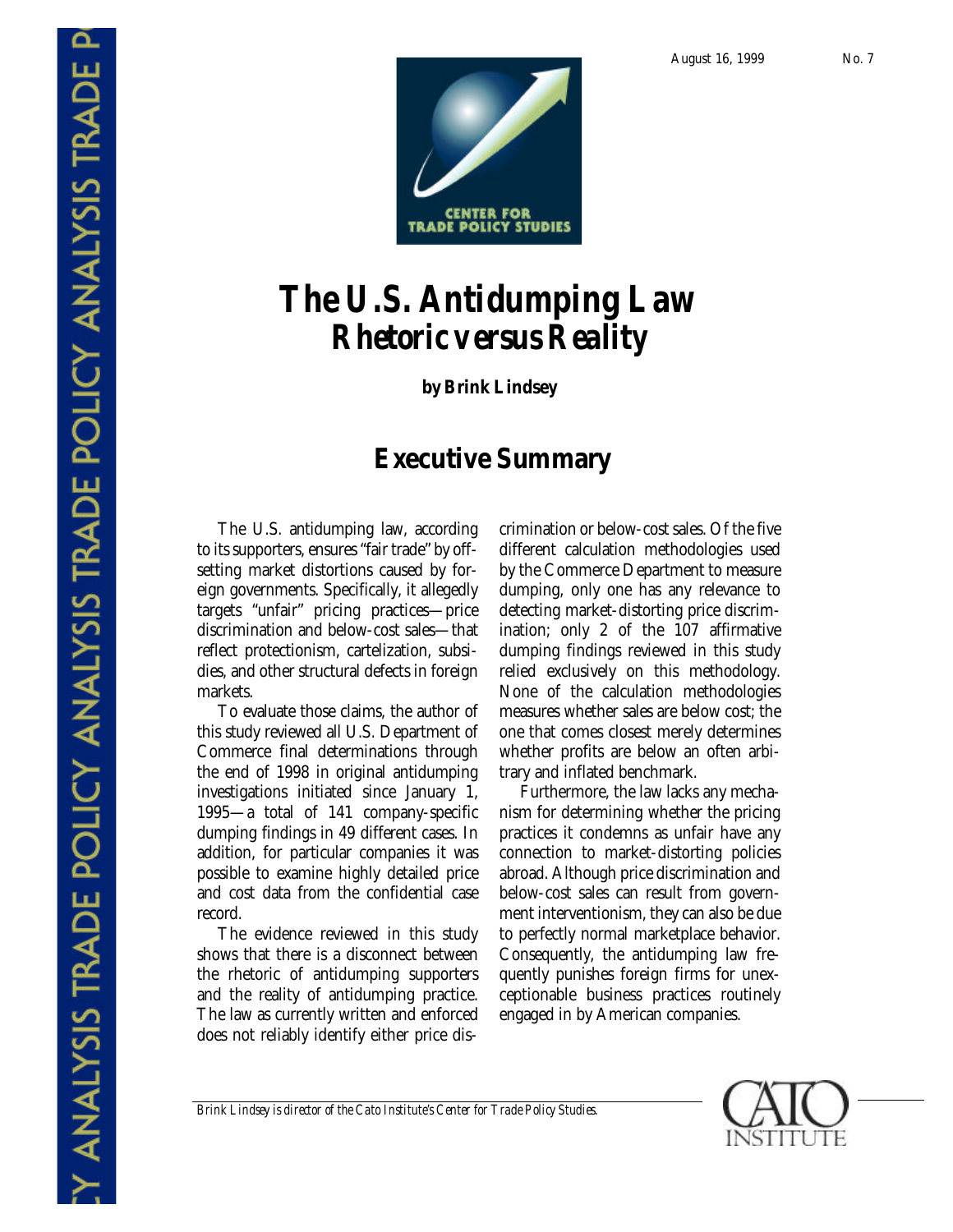August 16, 1999 No. 7

CENTER FOR TRADE POLICY STUDIES

# The U.S. Antidumping Law
## Rhetoric versus Reality

**by Brink Lindsey**

## Executive Summary

The U.S. antidumping law, according to its supporters, ensures "fair trade" by offsetting market distortions caused by foreign governments. Specifically, it allegedly targets "unfair" pricing practices—price discrimination and below-cost sales—that reflect protectionism, cartelization, subsidies, and other structural defects in foreign markets.

To evaluate those claims, the author of this study reviewed all U.S. Department of Commerce final determinations through the end of 1998 in original antidumping investigations initiated since January 1, 1995—a total of 141 company-specific dumping findings in 49 different cases. In addition, for particular companies it was possible to examine highly detailed price and cost data from the confidential case record.

The evidence reviewed in this study shows that there is a disconnect between the rhetoric of antidumping supporters and the reality of antidumping practice. The law as currently written and enforced does not reliably identify either price discrimination or below-cost sales. Of the five different calculation methodologies used by the Commerce Department to measure dumping, only one has any relevance to detecting market-distorting price discrimination; only 2 of the 107 affirmative dumping findings reviewed in this study relied exclusively on this methodology. None of the calculation methodologies measures whether sales are below cost; the one that comes closest merely determines whether profits are below an often arbitrary and inflated benchmark.

Furthermore, the law lacks any mechanism for determining whether the pricing practices it condemns as unfair have any connection to market-distorting policies abroad. Although price discrimination and below-cost sales can result from government interventionism, they can also be due to perfectly normal marketplace behavior. Consequently, the antidumping law frequently punishes foreign firms for unexceptionable business practices routinely engaged in by American companies.

*Brink Lindsey is director of the Cato Institute's Center for Trade Policy Studies.*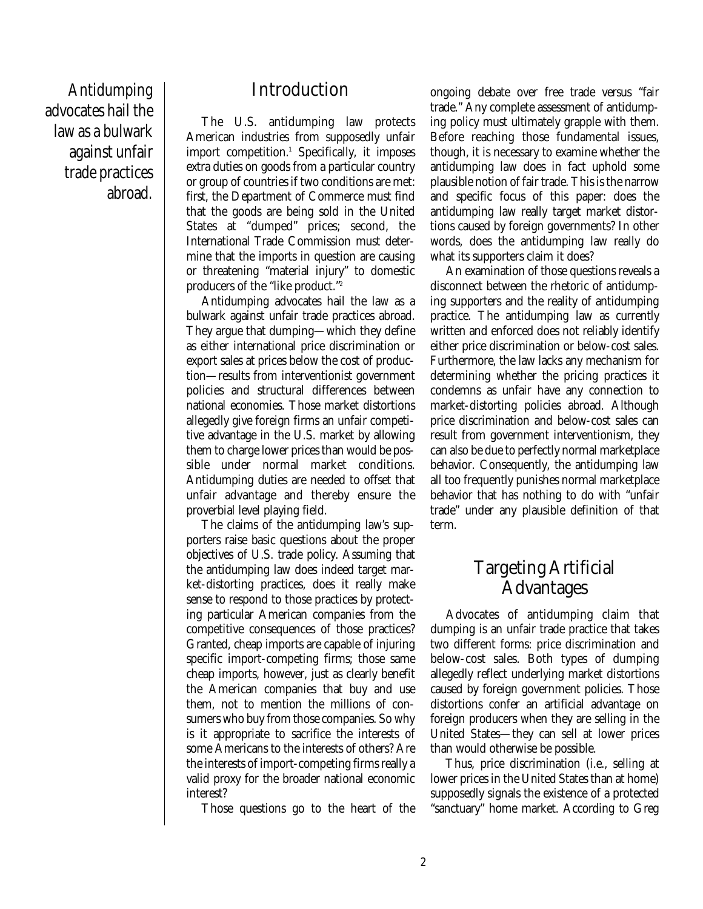## Introduction

The U.S. antidumping law protects American industries from supposedly unfair import competition.[1] Specifically, it imposes extra duties on goods from a particular country or group of countries if two conditions are met: first, the Department of Commerce must find that the goods are being sold in the United States at "dumped" prices; second, the International Trade Commission must determine that the imports in question are causing or threatening "material injury" to domestic producers of the "like product."[2]

Antidumping advocates hail the law as a bulwark against unfair trade practices abroad. They argue that dumping—which they define as either international price discrimination or export sales at prices below the cost of production—results from interventionist government policies and structural differences between national economies. Those market distortions allegedly give foreign firms an unfair competitive advantage in the U.S. market by allowing them to charge lower prices than would be possible under normal market conditions. Antidumping duties are needed to offset that unfair advantage and thereby ensure the proverbial level playing field.

The claims of the antidumping law's supporters raise basic questions about the proper objectives of U.S. trade policy. Assuming that the antidumping law does indeed target market-distorting practices, does it really make sense to respond to those practices by protecting particular American companies from the competitive consequences of those practices? Granted, cheap imports are capable of injuring specific import-competing firms; those same cheap imports, however, just as clearly benefit the American companies that buy and use them, not to mention the millions of consumers who buy from those companies. So why is it appropriate to sacrifice the interests of some Americans to the interests of others? Are the interests of import-competing firms really a valid proxy for the broader national economic interest?

Those questions go to the heart of the ongoing debate over free trade versus "fair trade." Any complete assessment of antidumping policy must ultimately grapple with them. Before reaching those fundamental issues, though, it is necessary to examine whether the antidumping law does in fact uphold some plausible notion of fair trade. This is the narrow and specific focus of this paper: does the antidumping law really target market distortions caused by foreign governments? In other words, does the antidumping law really do what its supporters claim it does?

An examination of those questions reveals a disconnect between the rhetoric of antidumping supporters and the reality of antidumping practice. The antidumping law as currently written and enforced does not reliably identify either price discrimination or below-cost sales. Furthermore, the law lacks any mechanism for determining whether the pricing practices it condemns as unfair have any connection to market-distorting policies abroad. Although price discrimination and below-cost sales can result from government interventionism, they can also be due to perfectly normal marketplace behavior. Consequently, the antidumping law all too frequently punishes normal marketplace behavior that has nothing to do with "unfair trade" under any plausible definition of that term.

## Targeting Artificial Advantages

Advocates of antidumping claim that dumping is an unfair trade practice that takes two different forms: price discrimination and below-cost sales. Both types of dumping allegedly reflect underlying market distortions caused by foreign government policies. Those distortions confer an artificial advantage on foreign producers when they are selling in the United States—they can sell at lower prices than would otherwise be possible.

Thus, price discrimination (i.e., selling at lower prices in the United States than at home) supposedly signals the existence of a protected "sanctuary" home market. According to Greg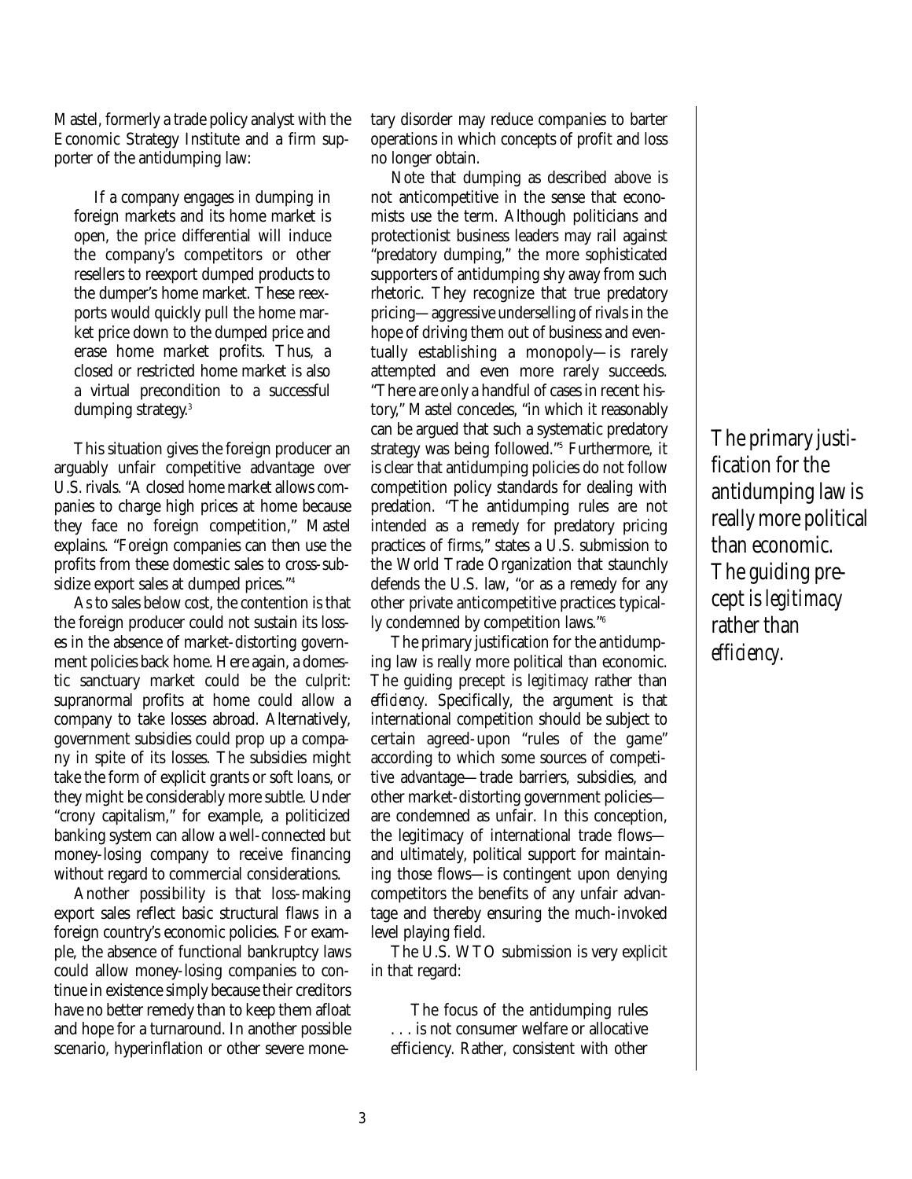Mastel, formerly a trade policy analyst with the Economic Strategy Institute and a firm supporter of the antidumping law:

> If a company engages in dumping in foreign markets and its home market is open, the price differential will induce the company's competitors or other resellers to reexport dumped products to the dumper's home market. These reexports would quickly pull the home market price down to the dumped price and erase home market profits. Thus, a closed or restricted home market is also a virtual precondition to a successful dumping strategy.[3]

This situation gives the foreign producer an arguably unfair competitive advantage over U.S. rivals. "A closed home market allows companies to charge high prices at home because they face no foreign competition," Mastel explains. "Foreign companies can then use the profits from these domestic sales to cross-subsidize export sales at dumped prices."[4]

As to sales below cost, the contention is that the foreign producer could not sustain its losses in the absence of market-distorting government policies back home. Here again, a domestic sanctuary market could be the culprit: supranormal profits at home could allow a company to take losses abroad. Alternatively, government subsidies could prop up a company in spite of its losses. The subsidies might take the form of explicit grants or soft loans, or they might be considerably more subtle. Under "crony capitalism," for example, a politicized banking system can allow a well-connected but money-losing company to receive financing without regard to commercial considerations.

Another possibility is that loss-making export sales reflect basic structural flaws in a foreign country's economic policies. For example, the absence of functional bankruptcy laws could allow money-losing companies to continue in existence simply because their creditors have no better remedy than to keep them afloat and hope for a turnaround. In another possible scenario, hyperinflation or other severe monetary disorder may reduce companies to barter operations in which concepts of profit and loss no longer obtain.

Note that dumping as described above is not anticompetitive in the sense that economists use the term. Although politicians and protectionist business leaders may rail against "predatory dumping," the more sophisticated supporters of antidumping shy away from such rhetoric. They recognize that true predatory pricing—aggressive underselling of rivals in the hope of driving them out of business and eventually establishing a monopoly—is rarely attempted and even more rarely succeeds. "There are only a handful of cases in recent history," Mastel concedes, "in which it reasonably can be argued that such a systematic predatory strategy was being followed."[5] Furthermore, it is clear that antidumping policies do not follow competition policy standards for dealing with predation. "The antidumping rules are not intended as a remedy for predatory pricing practices of firms," states a U.S. submission to the World Trade Organization that staunchly defends the U.S. law, "or as a remedy for any other private anticompetitive practices typically condemned by competition laws."[6]

The primary justification for the antidumping law is really more political than economic. The guiding precept is *legitimacy* rather than *efficiency*. Specifically, the argument is that international competition should be subject to certain agreed-upon "rules of the game" according to which some sources of competitive advantage—trade barriers, subsidies, and other market-distorting government policies—are condemned as unfair. In this conception, the legitimacy of international trade flows—and ultimately, political support for maintaining those flows—is contingent upon denying competitors the benefits of any unfair advantage and thereby ensuring the much-invoked level playing field.

*The primary justification for the antidumping law is really more political than economic. The guiding precept is legitimacy rather than efficiency.*

The U.S. WTO submission is very explicit in that regard:

> The focus of the antidumping rules . . . is not consumer welfare or allocative efficiency. Rather, consistent with other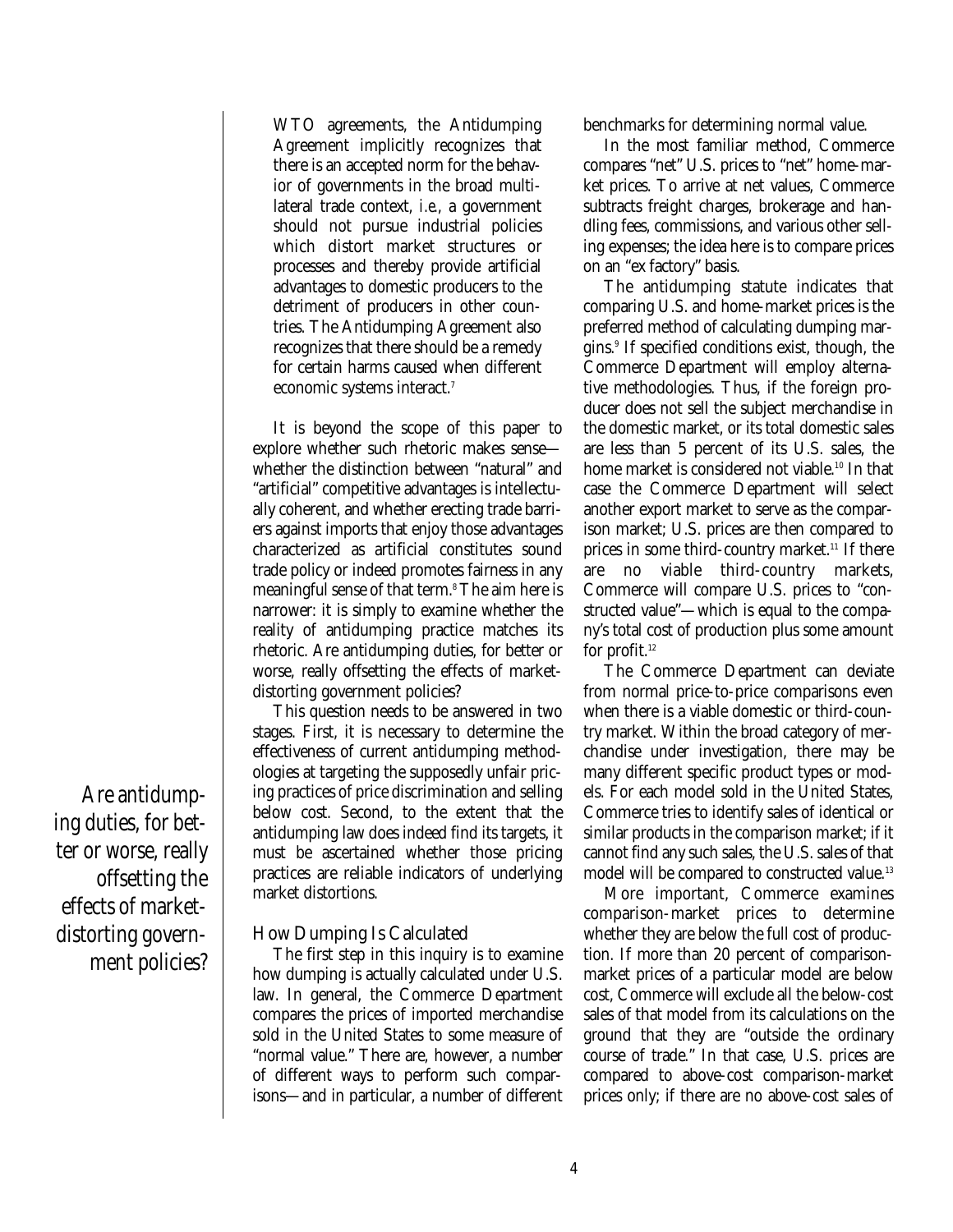WTO agreements, the Antidumping Agreement implicitly recognizes that there is an accepted norm for the behavior of governments in the broad multilateral trade context, i.e., a government should not pursue industrial policies which distort market structures or processes and thereby provide artificial advantages to domestic producers to the detriment of producers in other countries. The Antidumping Agreement also recognizes that there should be a remedy for certain harms caused when different economic systems interact.[7]

It is beyond the scope of this paper to explore whether such rhetoric makes sense—whether the distinction between "natural" and "artificial" competitive advantages is intellectually coherent, and whether erecting trade barriers against imports that enjoy those advantages characterized as artificial constitutes sound trade policy or indeed promotes fairness in any meaningful sense of that term.[8] The aim here is narrower: it is simply to examine whether the reality of antidumping practice matches its rhetoric. Are antidumping duties, for better or worse, really offsetting the effects of market-distorting government policies?

This question needs to be answered in two stages. First, it is necessary to determine the effectiveness of current antidumping methodologies at targeting the supposedly unfair pricing practices of price discrimination and selling below cost. Second, to the extent that the antidumping law does indeed find its targets, it must be ascertained whether those pricing practices are reliable indicators of underlying market distortions.

*Are antidumping duties, for better or worse, really offsetting the effects of market-distorting government policies?*

### How Dumping Is Calculated

The first step in this inquiry is to examine how dumping is actually calculated under U.S. law. In general, the Commerce Department compares the prices of imported merchandise sold in the United States to some measure of "normal value." There are, however, a number of different ways to perform such comparisons—and in particular, a number of different benchmarks for determining normal value.

In the most familiar method, Commerce compares "net" U.S. prices to "net" home-market prices. To arrive at net values, Commerce subtracts freight charges, brokerage and handling fees, commissions, and various other selling expenses; the idea here is to compare prices on an "ex factory" basis.

The antidumping statute indicates that comparing U.S. and home-market prices is the preferred method of calculating dumping margins.[9] If specified conditions exist, though, the Commerce Department will employ alternative methodologies. Thus, if the foreign producer does not sell the subject merchandise in the domestic market, or its total domestic sales are less than 5 percent of its U.S. sales, the home market is considered not viable.[10] In that case the Commerce Department will select another export market to serve as the comparison market; U.S. prices are then compared to prices in some third-country market.[11] If there are no viable third-country markets, Commerce will compare U.S. prices to "constructed value"—which is equal to the company's total cost of production plus some amount for profit.[12]

The Commerce Department can deviate from normal price-to-price comparisons even when there is a viable domestic or third-country market. Within the broad category of merchandise under investigation, there may be many different specific product types or models. For each model sold in the United States, Commerce tries to identify sales of identical or similar products in the comparison market; if it cannot find any such sales, the U.S. sales of that model will be compared to constructed value.[13]

More important, Commerce examines comparison-market prices to determine whether they are below the full cost of production. If more than 20 percent of comparison-market prices of a particular model are below cost, Commerce will exclude all the below-cost sales of that model from its calculations on the ground that they are "outside the ordinary course of trade." In that case, U.S. prices are compared to above-cost comparison-market prices only; if there are no above-cost sales of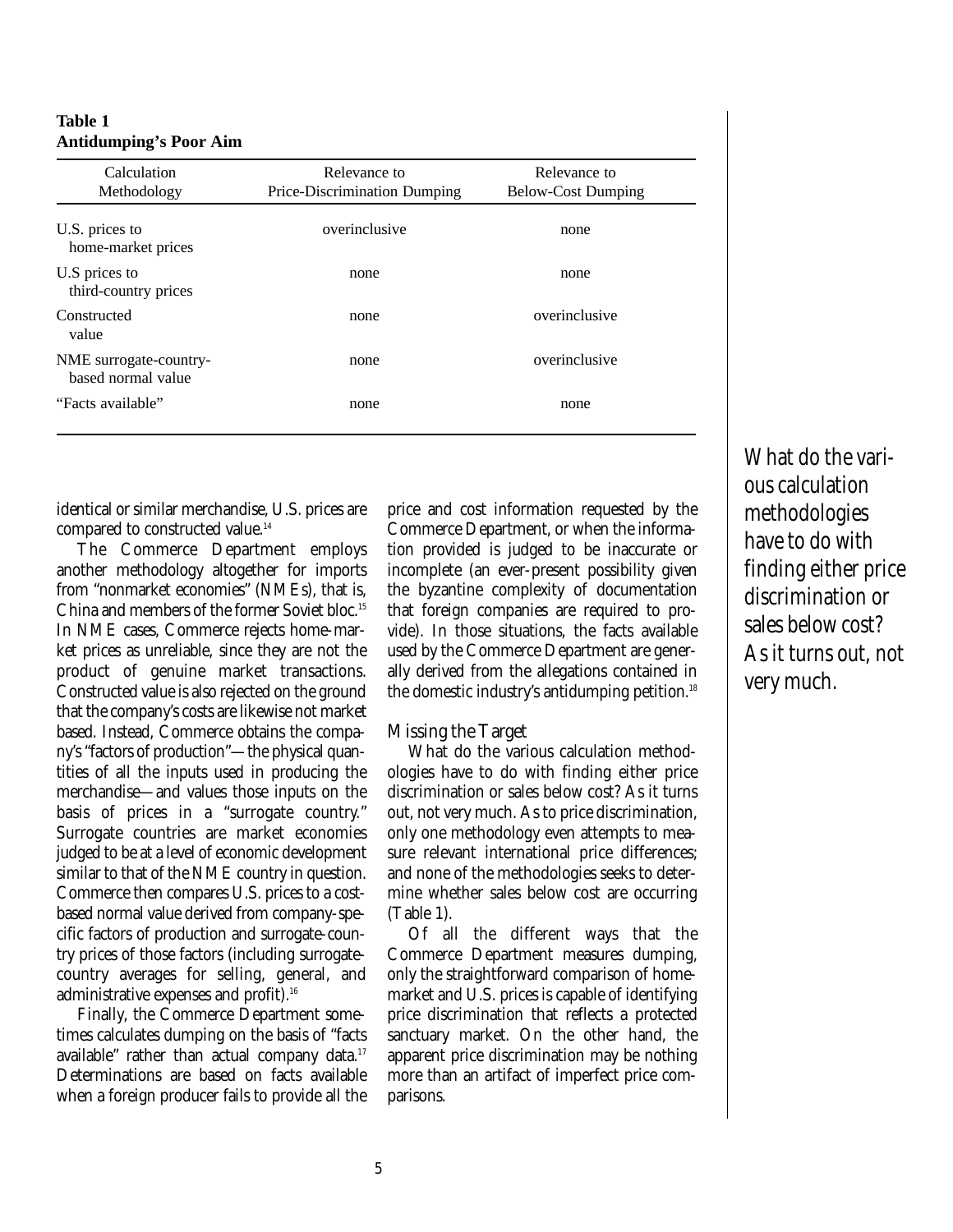**Table 1**
**Antidumping's Poor Aim**

| Calculation Methodology | Relevance to Price-Discrimination Dumping | Relevance to Below-Cost Dumping |
|---|---|---|
| U.S. prices to home-market prices | overinclusive | none |
| U.S prices to third-country prices | none | none |
| Constructed value | none | overinclusive |
| NME surrogate-country-based normal value | none | overinclusive |
| "Facts available" | none | none |

identical or similar merchandise, U.S. prices are compared to constructed value.[14]

The Commerce Department employs another methodology altogether for imports from "nonmarket economies" (NMEs), that is, China and members of the former Soviet bloc.[15] In NME cases, Commerce rejects home-market prices as unreliable, since they are not the product of genuine market transactions. Constructed value is also rejected on the ground that the company's costs are likewise not market based. Instead, Commerce obtains the company's "factors of production"—the physical quantities of all the inputs used in producing the merchandise—and values those inputs on the basis of prices in a "surrogate country." Surrogate countries are market economies judged to be at a level of economic development similar to that of the NME country in question. Commerce then compares U.S. prices to a cost-based normal value derived from company-specific factors of production and surrogate-country prices of those factors (including surrogate-country averages for selling, general, and administrative expenses and profit).[16]

Finally, the Commerce Department sometimes calculates dumping on the basis of "facts available" rather than actual company data.[17] Determinations are based on facts available when a foreign producer fails to provide all the price and cost information requested by the Commerce Department, or when the information provided is judged to be inaccurate or incomplete (an ever-present possibility given the byzantine complexity of documentation that foreign companies are required to provide). In those situations, the facts available used by the Commerce Department are generally derived from the allegations contained in the domestic industry's antidumping petition.[18]

## Missing the Target

What do the various calculation methodologies have to do with finding either price discrimination or sales below cost? As it turns out, not very much. As to price discrimination, only one methodology even attempts to measure relevant international price differences; and none of the methodologies seeks to determine whether sales below cost are occurring (Table 1).

Of all the different ways that the Commerce Department measures dumping, only the straightforward comparison of home-market and U.S. prices is capable of identifying price discrimination that reflects a protected sanctuary market. On the other hand, the apparent price discrimination may be nothing more than an artifact of imperfect price comparisons.

*What do the various calculation methodologies have to do with finding either price discrimination or sales below cost? As it turns out, not very much.*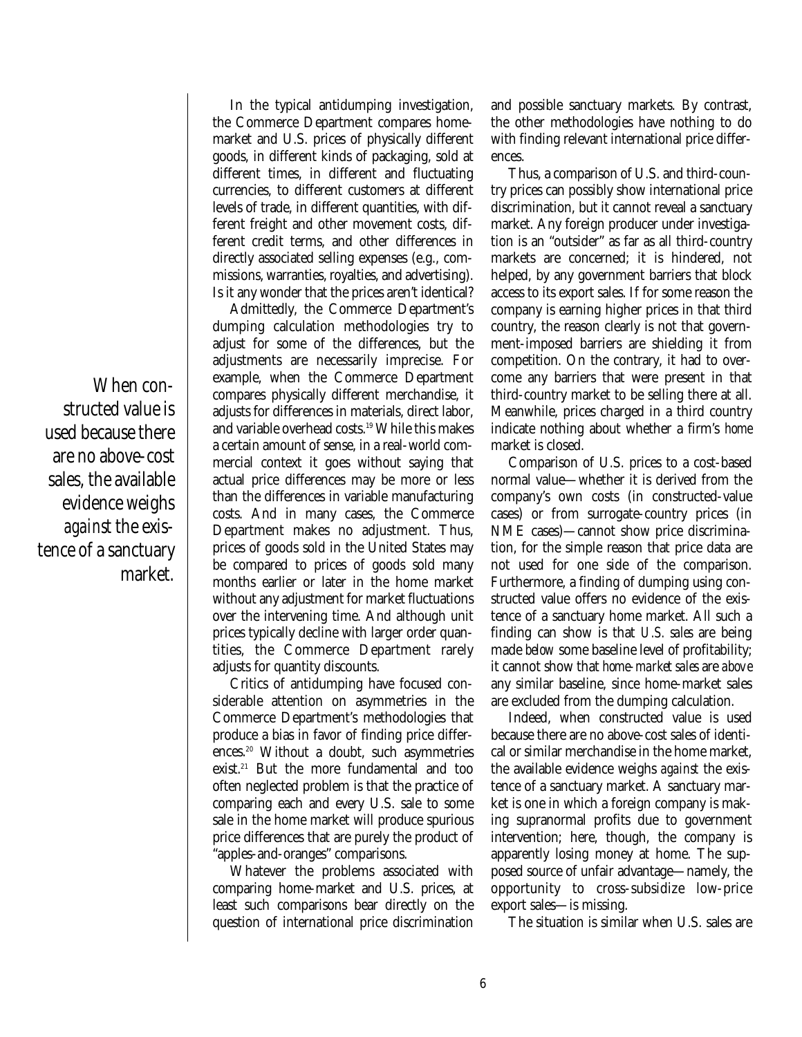In the typical antidumping investigation, the Commerce Department compares home-market and U.S. prices of physically different goods, in different kinds of packaging, sold at different times, in different and fluctuating currencies, to different customers at different levels of trade, in different quantities, with different freight and other movement costs, different credit terms, and other differences in directly associated selling expenses (e.g., commissions, warranties, royalties, and advertising). Is it any wonder that the prices aren't identical?

Admittedly, the Commerce Department's dumping calculation methodologies try to adjust for some of the differences, but the adjustments are necessarily imprecise. For example, when the Commerce Department compares physically different merchandise, it adjusts for differences in materials, direct labor, and variable overhead costs.[19] While this makes a certain amount of sense, in a real-world commercial context it goes without saying that actual price differences may be more or less than the differences in variable manufacturing costs. And in many cases, the Commerce Department makes no adjustment. Thus, prices of goods sold in the United States may be compared to prices of goods sold many months earlier or later in the home market without any adjustment for market fluctuations over the intervening time. And although unit prices typically decline with larger order quantities, the Commerce Department rarely adjusts for quantity discounts.

Critics of antidumping have focused considerable attention on asymmetries in the Commerce Department's methodologies that produce a bias in favor of finding price differences.[20] Without a doubt, such asymmetries exist.[21] But the more fundamental and too often neglected problem is that the practice of comparing each and every U.S. sale to some sale in the home market will produce spurious price differences that are purely the product of "apples-and-oranges" comparisons.

Whatever the problems associated with comparing home-market and U.S. prices, at least such comparisons bear directly on the question of international price discrimination and possible sanctuary markets. By contrast, the other methodologies have nothing to do with finding relevant international price differences.

Thus, a comparison of U.S. and third-country prices can possibly show international price discrimination, but it cannot reveal a sanctuary market. Any foreign producer under investigation is an "outsider" as far as all third-country markets are concerned; it is hindered, not helped, by any government barriers that block access to its export sales. If for some reason the company is earning higher prices in that third country, the reason clearly is not that government-imposed barriers are shielding it from competition. On the contrary, it had to overcome any barriers that were present in that third-country market to be selling there at all. Meanwhile, prices charged in a third country indicate nothing about whether a firm's *home* market is closed.

Comparison of U.S. prices to a cost-based normal value—whether it is derived from the company's own costs (in constructed-value cases) or from surrogate-country prices (in NME cases)—cannot show price discrimination, for the simple reason that price data are not used for one side of the comparison. Furthermore, a finding of dumping using constructed value offers no evidence of the existence of a sanctuary home market. All such a finding can show is that *U.S. sales* are being made *below* some baseline level of profitability; it cannot show that *home-market sales* are *above* any similar baseline, since home-market sales are excluded from the dumping calculation.

> When constructed value is used because there are no above-cost sales, the available evidence weighs *against* the existence of a sanctuary market.

Indeed, when constructed value is used because there are no above-cost sales of identical or similar merchandise in the home market, the available evidence weighs *against* the existence of a sanctuary market. A sanctuary market is one in which a foreign company is making supranormal profits due to government intervention; here, though, the company is apparently losing money at home. The supposed source of unfair advantage—namely, the opportunity to cross-subsidize low-price export sales—is missing.

The situation is similar when U.S. sales are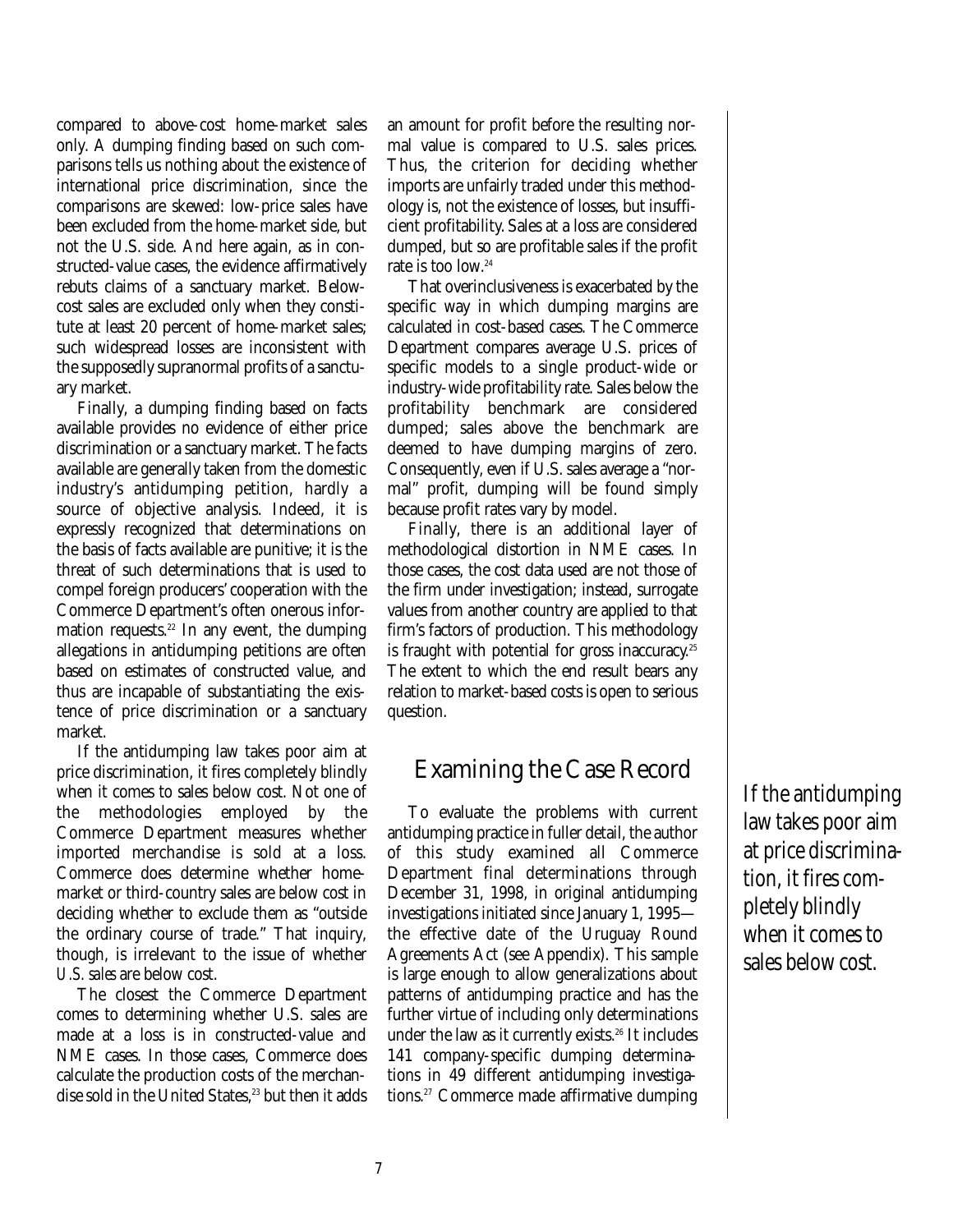compared to above-cost home-market sales only. A dumping finding based on such comparisons tells us nothing about the existence of international price discrimination, since the comparisons are skewed: low-price sales have been excluded from the home-market side, but not the U.S. side. And here again, as in constructed-value cases, the evidence affirmatively rebuts claims of a sanctuary market. Below-cost sales are excluded only when they constitute at least 20 percent of home-market sales; such widespread losses are inconsistent with the supposedly supranormal profits of a sanctuary market.

Finally, a dumping finding based on facts available provides no evidence of either price discrimination or a sanctuary market. The facts available are generally taken from the domestic industry's antidumping petition, hardly a source of objective analysis. Indeed, it is expressly recognized that determinations on the basis of facts available are punitive; it is the threat of such determinations that is used to compel foreign producers' cooperation with the Commerce Department's often onerous information requests.[22] In any event, the dumping allegations in antidumping petitions are often based on estimates of constructed value, and thus are incapable of substantiating the existence of price discrimination or a sanctuary market.

If the antidumping law takes poor aim at price discrimination, it fires completely blindly when it comes to sales below cost. Not one of the methodologies employed by the Commerce Department measures whether imported merchandise is sold at a loss. Commerce does determine whether home-market or third-country sales are below cost in deciding whether to exclude them as "outside the ordinary course of trade." That inquiry, though, is irrelevant to the issue of whether *U.S.* sales are below cost.

The closest the Commerce Department comes to determining whether U.S. sales are made at a loss is in constructed-value and NME cases. In those cases, Commerce does calculate the production costs of the merchandise sold in the United States,[23] but then it adds an amount for profit before the resulting normal value is compared to U.S. sales prices. Thus, the criterion for deciding whether imports are unfairly traded under this methodology is, not the existence of losses, but insufficient profitability. Sales at a loss are considered dumped, but so are profitable sales if the profit rate is too low.[24]

That overinclusiveness is exacerbated by the specific way in which dumping margins are calculated in cost-based cases. The Commerce Department compares average U.S. prices of specific models to a single product-wide or industry-wide profitability rate. Sales below the profitability benchmark are considered dumped; sales above the benchmark are deemed to have dumping margins of zero. Consequently, even if U.S. sales average a "normal" profit, dumping will be found simply because profit rates vary by model.

Finally, there is an additional layer of methodological distortion in NME cases. In those cases, the cost data used are not those of the firm under investigation; instead, surrogate values from another country are applied to that firm's factors of production. This methodology is fraught with potential for gross inaccuracy.[25] The extent to which the end result bears any relation to market-based costs is open to serious question.

## Examining the Case Record

To evaluate the problems with current antidumping practice in fuller detail, the author of this study examined all Commerce Department final determinations through December 31, 1998, in original antidumping investigations initiated since January 1, 1995—the effective date of the Uruguay Round Agreements Act (see Appendix). This sample is large enough to allow generalizations about patterns of antidumping practice and has the further virtue of including only determinations under the law as it currently exists.[26] It includes 141 company-specific dumping determinations in 49 different antidumping investigations.[27] Commerce made affirmative dumping

*If the antidumping law takes poor aim at price discrimination, it fires completely blindly when it comes to sales below cost.*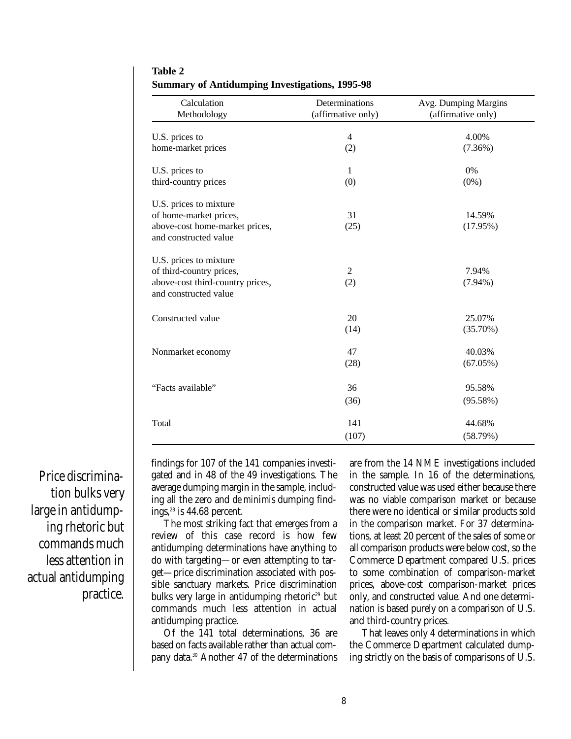**Table 2**
**Summary of Antidumping Investigations, 1995-98**

| Calculation Methodology | Determinations (affirmative only) | Avg. Dumping Margins (affirmative only) |
|---|---|---|
| U.S. prices to home-market prices | 4 (2) | 4.00% (7.36%) |
| U.S. prices to third-country prices | 1 (0) | 0% (0%) |
| U.S. prices to mixture of home-market prices, above-cost home-market prices, and constructed value | 31 (25) | 14.59% (17.95%) |
| U.S. prices to mixture of third-country prices, above-cost third-country prices, and constructed value | 2 (2) | 7.94% (7.94%) |
| Constructed value | 20 (14) | 25.07% (35.70%) |
| Nonmarket economy | 47 (28) | 40.03% (67.05%) |
| "Facts available" | 36 (36) | 95.58% (95.58%) |
| Total | 141 (107) | 44.68% (58.79%) |

findings for 107 of the 141 companies investigated and in 48 of the 49 investigations. The average dumping margin in the sample, including all the zero and *de minimis* dumping findings,[28] is 44.68 percent.

The most striking fact that emerges from a review of this case record is how few antidumping determinations have anything to do with targeting—or even attempting to target—price discrimination associated with possible sanctuary markets. Price discrimination bulks very large in antidumping rhetoric[29] but commands much less attention in actual antidumping practice.

*Price discrimination bulks very large in antidumping rhetoric but commands much less attention in actual antidumping practice.*

Of the 141 total determinations, 36 are based on facts available rather than actual company data.[30] Another 47 of the determinations are from the 14 NME investigations included in the sample. In 16 of the determinations, constructed value was used either because there was no viable comparison market or because there were no identical or similar products sold in the comparison market. For 37 determinations, at least 20 percent of the sales of some or all comparison products were below cost, so the Commerce Department compared U.S. prices to some combination of comparison-market prices, above-cost comparison-market prices only, and constructed value. And one determination is based purely on a comparison of U.S. and third-country prices.

That leaves only 4 determinations in which the Commerce Department calculated dumping strictly on the basis of comparisons of U.S.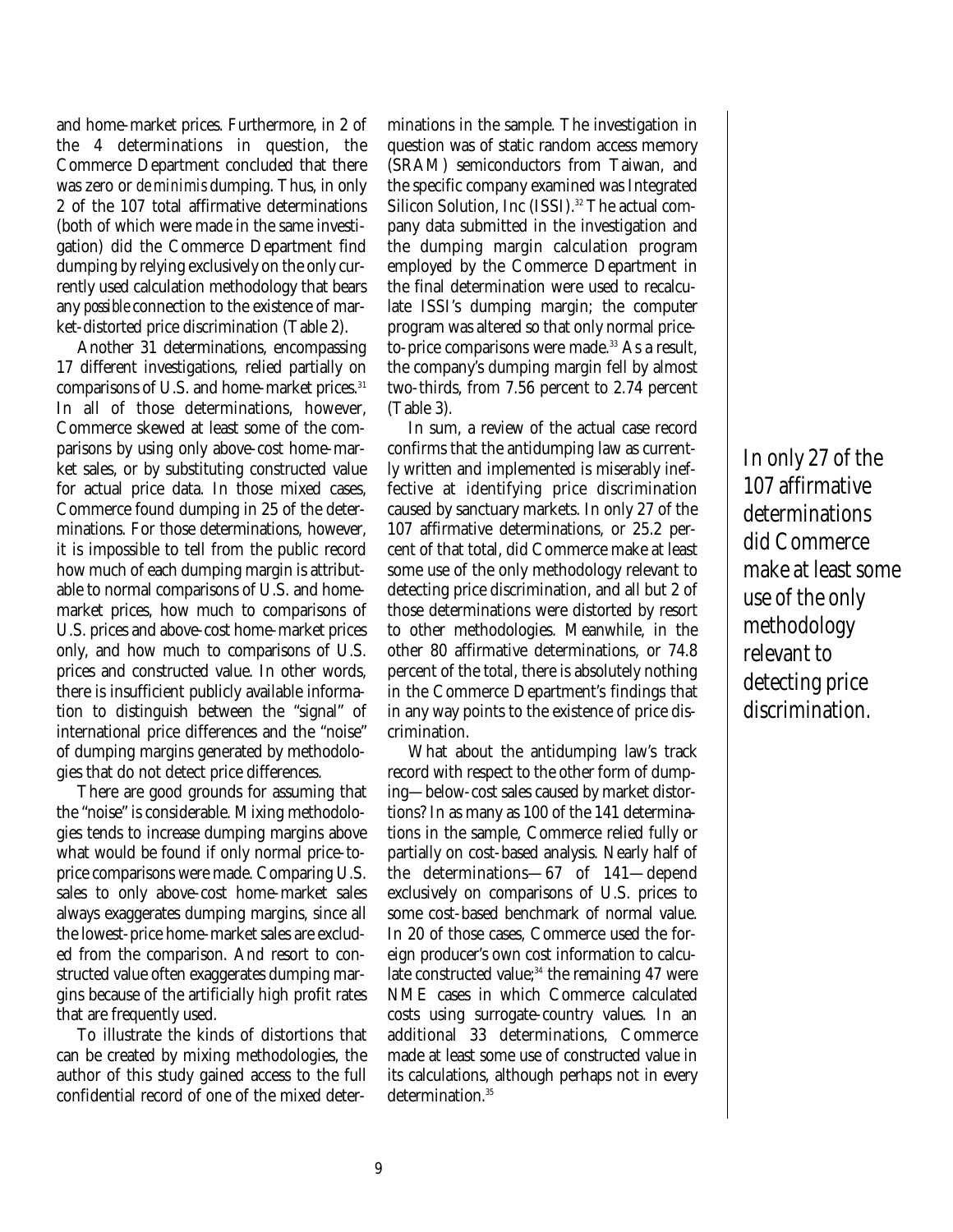and home-market prices. Furthermore, in 2 of the 4 determinations in question, the Commerce Department concluded that there was zero or *de minimis* dumping. Thus, in only 2 of the 107 total affirmative determinations (both of which were made in the same investigation) did the Commerce Department find dumping by relying exclusively on the only currently used calculation methodology that bears any *possible* connection to the existence of market-distorted price discrimination (Table 2).

Another 31 determinations, encompassing 17 different investigations, relied partially on comparisons of U.S. and home-market prices.[31] In all of those determinations, however, Commerce skewed at least some of the comparisons by using only above-cost home-market sales, or by substituting constructed value for actual price data. In those mixed cases, Commerce found dumping in 25 of the determinations. For those determinations, however, it is impossible to tell from the public record how much of each dumping margin is attributable to normal comparisons of U.S. and home-market prices, how much to comparisons of U.S. prices and above-cost home-market prices only, and how much to comparisons of U.S. prices and constructed value. In other words, there is insufficient publicly available information to distinguish between the "signal" of international price differences and the "noise" of dumping margins generated by methodologies that do not detect price differences.

There are good grounds for assuming that the "noise" is considerable. Mixing methodologies tends to increase dumping margins above what would be found if only normal price-to-price comparisons were made. Comparing U.S. sales to only above-cost home-market sales always exaggerates dumping margins, since all the lowest-price home-market sales are excluded from the comparison. And resort to constructed value often exaggerates dumping margins because of the artificially high profit rates that are frequently used.

To illustrate the kinds of distortions that can be created by mixing methodologies, the author of this study gained access to the full confidential record of one of the mixed determinations in the sample. The investigation in question was of static random access memory (SRAM) semiconductors from Taiwan, and the specific company examined was Integrated Silicon Solution, Inc (ISSI).[32] The actual company data submitted in the investigation and the dumping margin calculation program employed by the Commerce Department in the final determination were used to recalculate ISSI's dumping margin; the computer program was altered so that only normal price-to-price comparisons were made.[33] As a result, the company's dumping margin fell by almost two-thirds, from 7.56 percent to 2.74 percent (Table 3).

In sum, a review of the actual case record confirms that the antidumping law as currently written and implemented is miserably ineffective at identifying price discrimination caused by sanctuary markets. In only 27 of the 107 affirmative determinations, or 25.2 percent of that total, did Commerce make at least some use of the only methodology relevant to detecting price discrimination, and all but 2 of those determinations were distorted by resort to other methodologies. Meanwhile, in the other 80 affirmative determinations, or 74.8 percent of the total, there is absolutely nothing in the Commerce Department's findings that in any way points to the existence of price discrimination.

What about the antidumping law's track record with respect to the other form of dumping—below-cost sales caused by market distortions? In as many as 100 of the 141 determinations in the sample, Commerce relied fully or partially on cost-based analysis. Nearly half of the determinations—67 of 141—depend exclusively on comparisons of U.S. prices to some cost-based benchmark of normal value. In 20 of those cases, Commerce used the foreign producer's own cost information to calculate constructed value;[34] the remaining 47 were NME cases in which Commerce calculated costs using surrogate-country values. In an additional 33 determinations, Commerce made at least some use of constructed value in its calculations, although perhaps not in every determination.[35]

*In only 27 of the 107 affirmative determinations did Commerce make at least some use of the only methodology relevant to detecting price discrimination.*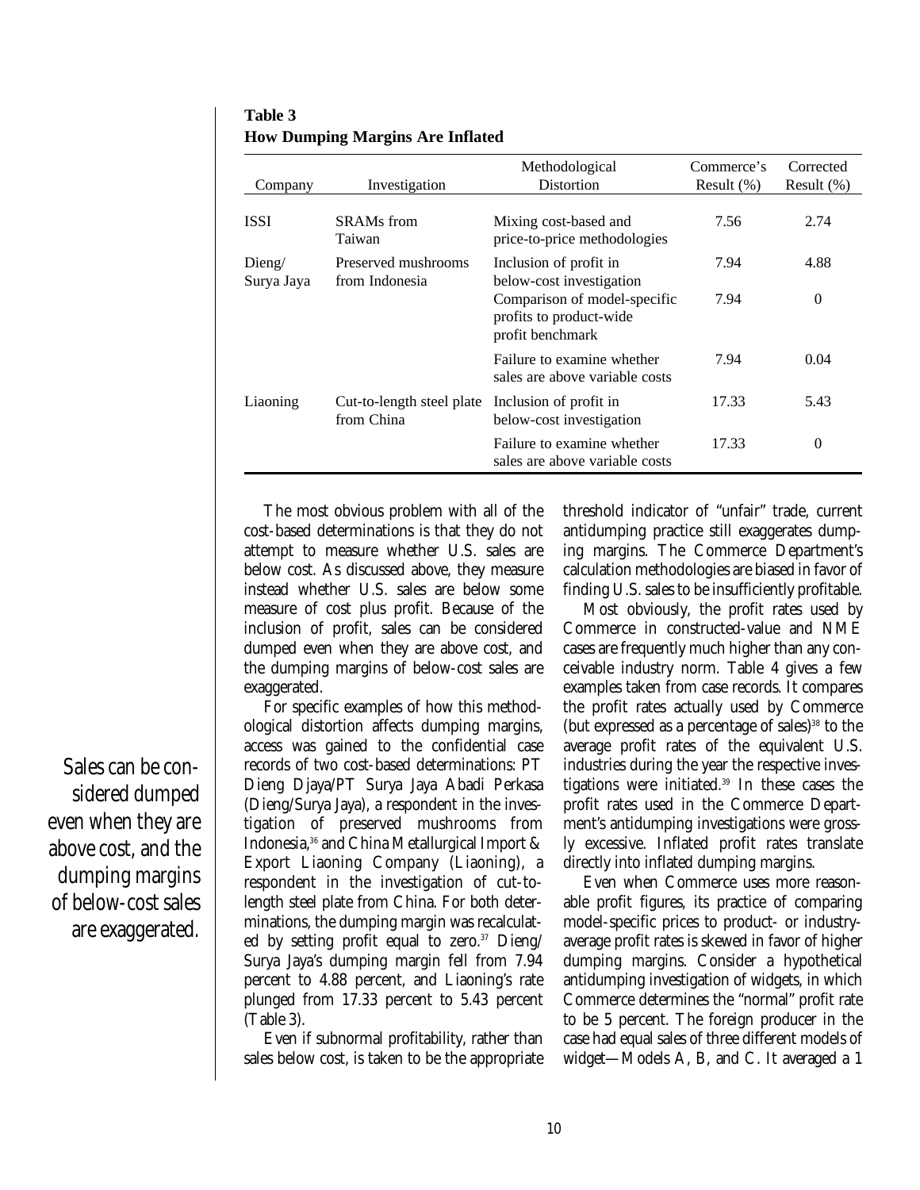**Table 3**
**How Dumping Margins Are Inflated**

| Company | Investigation | Methodological Distortion | Commerce's Result (%) | Corrected Result (%) |
|---|---|---|---|---|
| ISSI | SRAMs from Taiwan | Mixing cost-based and price-to-price methodologies | 7.56 | 2.74 |
| Dieng/ Surya Jaya | Preserved mushrooms from Indonesia | Inclusion of profit in below-cost investigation | 7.94 | 4.88 |
| | | Comparison of model-specific profits to product-wide profit benchmark | 7.94 | 0 |
| | | Failure to examine whether sales are above variable costs | 7.94 | 0.04 |
| Liaoning | Cut-to-length steel plate from China | Inclusion of profit in below-cost investigation | 17.33 | 5.43 |
| | | Failure to examine whether sales are above variable costs | 17.33 | 0 |

The most obvious problem with all of the cost-based determinations is that they do not attempt to measure whether U.S. sales are below cost. As discussed above, they measure instead whether U.S. sales are below some measure of cost plus profit. Because of the inclusion of profit, sales can be considered dumped even when they are above cost, and the dumping margins of below-cost sales are exaggerated.

For specific examples of how this methodological distortion affects dumping margins, access was gained to the confidential case records of two cost-based determinations: PT Dieng Djaya/PT Surya Jaya Abadi Perkasa (Dieng/Surya Jaya), a respondent in the investigation of preserved mushrooms from Indonesia,[36] and China Metallurgical Import & Export Liaoning Company (Liaoning), a respondent in the investigation of cut-to-length steel plate from China. For both determinations, the dumping margin was recalculated by setting profit equal to zero.[37] Dieng/Surya Jaya's dumping margin fell from 7.94 percent to 4.88 percent, and Liaoning's rate plunged from 17.33 percent to 5.43 percent (Table 3).

Sales can be considered dumped even when they are above cost, and the dumping margins of below-cost sales are exaggerated.

Even if subnormal profitability, rather than sales below cost, is taken to be the appropriate threshold indicator of "unfair" trade, current antidumping practice still exaggerates dumping margins. The Commerce Department's calculation methodologies are biased in favor of finding U.S. sales to be insufficiently profitable.

Most obviously, the profit rates used by Commerce in constructed-value and NME cases are frequently much higher than any conceivable industry norm. Table 4 gives a few examples taken from case records. It compares the profit rates actually used by Commerce (but expressed as a percentage of sales)[38] to the average profit rates of the equivalent U.S. industries during the year the respective investigations were initiated.[39] In these cases the profit rates used in the Commerce Department's antidumping investigations were grossly excessive. Inflated profit rates translate directly into inflated dumping margins.

Even when Commerce uses more reasonable profit figures, its practice of comparing model-specific prices to product- or industry-average profit rates is skewed in favor of higher dumping margins. Consider a hypothetical antidumping investigation of widgets, in which Commerce determines the "normal" profit rate to be 5 percent. The foreign producer in the case had equal sales of three different models of widget—Models A, B, and C. It averaged a 1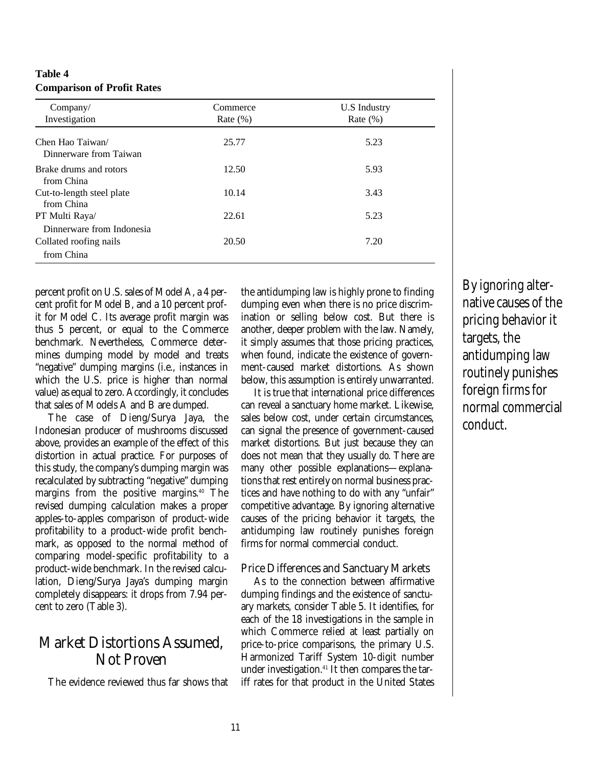**Table 4**
**Comparison of Profit Rates**

| Company/ Investigation | Commerce Rate (%) | U.S Industry Rate (%) |
|---|---|---|
| Chen Hao Taiwan/ Dinnerware from Taiwan | 25.77 | 5.23 |
| Brake drums and rotors from China | 12.50 | 5.93 |
| Cut-to-length steel plate from China | 10.14 | 3.43 |
| PT Multi Raya/ Dinnerware from Indonesia | 22.61 | 5.23 |
| Collated roofing nails from China | 20.50 | 7.20 |

percent profit on U.S. sales of Model A, a 4 percent profit for Model B, and a 10 percent profit for Model C. Its average profit margin was thus 5 percent, or equal to the Commerce benchmark. Nevertheless, Commerce determines dumping model by model and treats "negative" dumping margins (i.e., instances in which the U.S. price is higher than normal value) as equal to zero. Accordingly, it concludes that sales of Models A and B are dumped.

The case of Dieng/Surya Jaya, the Indonesian producer of mushrooms discussed above, provides an example of the effect of this distortion in actual practice. For purposes of this study, the company's dumping margin was recalculated by subtracting "negative" dumping margins from the positive margins.[40] The revised dumping calculation makes a proper apples-to-apples comparison of product-wide profitability to a product-wide profit benchmark, as opposed to the normal method of comparing model-specific profitability to a product-wide benchmark. In the revised calculation, Dieng/Surya Jaya's dumping margin completely disappears: it drops from 7.94 percent to zero (Table 3).

## Market Distortions Assumed, Not Proven

The evidence reviewed thus far shows that the antidumping law is highly prone to finding dumping even when there is no price discrimination or selling below cost. But there is another, deeper problem with the law. Namely, it simply assumes that those pricing practices, when found, indicate the existence of government-caused market distortions. As shown below, this assumption is entirely unwarranted.

It is true that international price differences can reveal a sanctuary home market. Likewise, sales below cost, under certain circumstances, can signal the presence of government-caused market distortions. But just because they *can* does not mean that they usually *do*. There are many other possible explanations—explanations that rest entirely on normal business practices and have nothing to do with any "unfair" competitive advantage. By ignoring alternative causes of the pricing behavior it targets, the antidumping law routinely punishes foreign firms for normal commercial conduct.

*By ignoring alternative causes of the pricing behavior it targets, the antidumping law routinely punishes foreign firms for normal commercial conduct.*

### Price Differences and Sanctuary Markets

As to the connection between affirmative dumping findings and the existence of sanctuary markets, consider Table 5. It identifies, for each of the 18 investigations in the sample in which Commerce relied at least partially on price-to-price comparisons, the primary U.S. Harmonized Tariff System 10-digit number under investigation.[41] It then compares the tariff rates for that product in the United States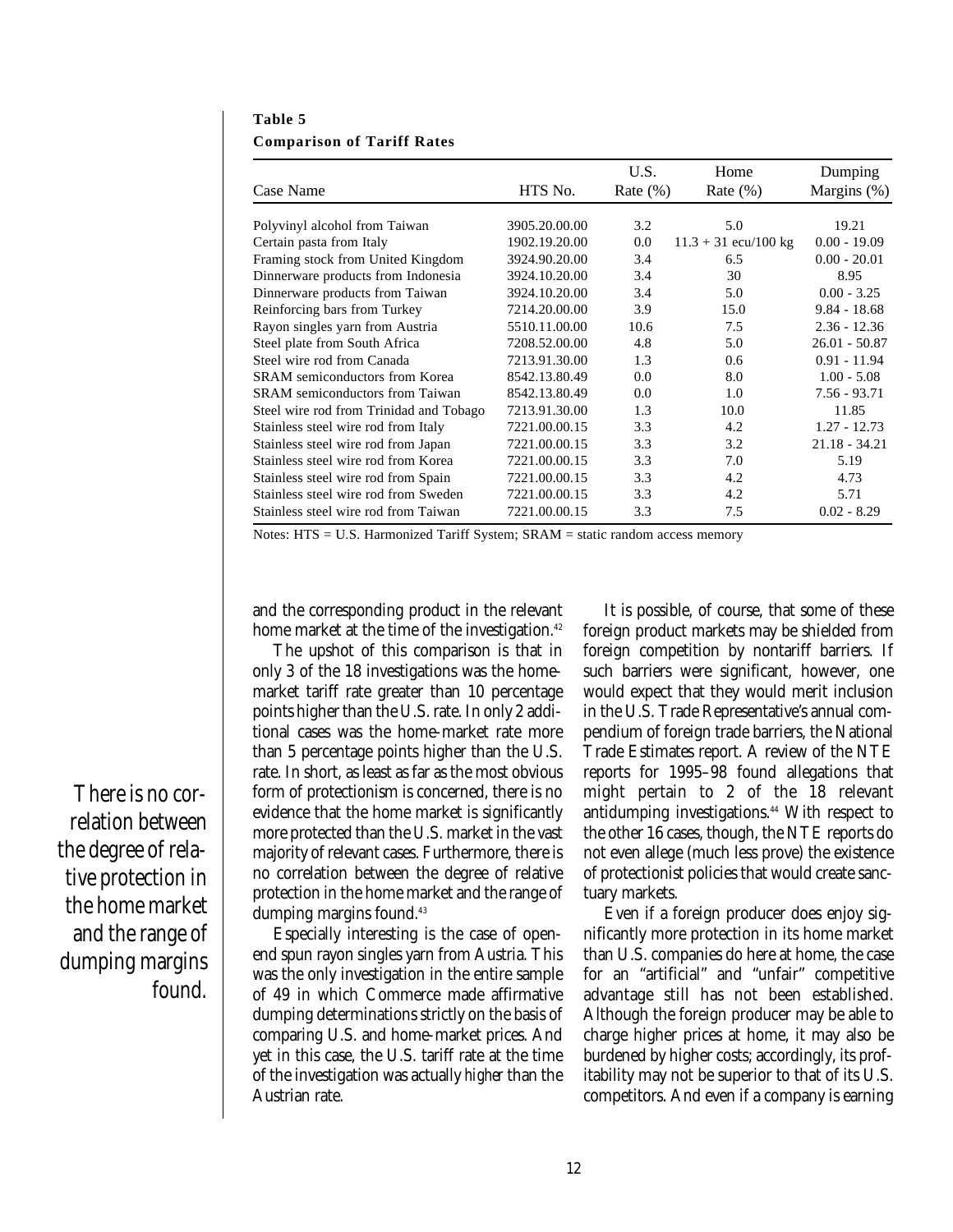**Table 5**
**Comparison of Tariff Rates**

| Case Name | HTS No. | U.S. Rate (%) | Home Rate (%) | Dumping Margins (%) |
|---|---|---|---|---|
| Polyvinyl alcohol from Taiwan | 3905.20.00.00 | 3.2 | 5.0 | 19.21 |
| Certain pasta from Italy | 1902.19.20.00 | 0.0 | 11.3 + 31 ecu/100 kg | 0.00 - 19.09 |
| Framing stock from United Kingdom | 3924.90.20.00 | 3.4 | 6.5 | 0.00 - 20.01 |
| Dinnerware products from Indonesia | 3924.10.20.00 | 3.4 | 30 | 8.95 |
| Dinnerware products from Taiwan | 3924.10.20.00 | 3.4 | 5.0 | 0.00 - 3.25 |
| Reinforcing bars from Turkey | 7214.20.00.00 | 3.9 | 15.0 | 9.84 - 18.68 |
| Rayon singles yarn from Austria | 5510.11.00.00 | 10.6 | 7.5 | 2.36 - 12.36 |
| Steel plate from South Africa | 7208.52.00.00 | 4.8 | 5.0 | 26.01 - 50.87 |
| Steel wire rod from Canada | 7213.91.30.00 | 1.3 | 0.6 | 0.91 - 11.94 |
| SRAM semiconductors from Korea | 8542.13.80.49 | 0.0 | 8.0 | 1.00 - 5.08 |
| SRAM semiconductors from Taiwan | 8542.13.80.49 | 0.0 | 1.0 | 7.56 - 93.71 |
| Steel wire rod from Trinidad and Tobago | 7213.91.30.00 | 1.3 | 10.0 | 11.85 |
| Stainless steel wire rod from Italy | 7221.00.00.15 | 3.3 | 4.2 | 1.27 - 12.73 |
| Stainless steel wire rod from Japan | 7221.00.00.15 | 3.3 | 3.2 | 21.18 - 34.21 |
| Stainless steel wire rod from Korea | 7221.00.00.15 | 3.3 | 7.0 | 5.19 |
| Stainless steel wire rod from Spain | 7221.00.00.15 | 3.3 | 4.2 | 4.73 |
| Stainless steel wire rod from Sweden | 7221.00.00.15 | 3.3 | 4.2 | 5.71 |
| Stainless steel wire rod from Taiwan | 7221.00.00.15 | 3.3 | 7.5 | 0.02 - 8.29 |

Notes: HTS = U.S. Harmonized Tariff System; SRAM = static random access memory

and the corresponding product in the relevant home market at the time of the investigation.[42]

The upshot of this comparison is that in only 3 of the 18 investigations was the home-market tariff rate greater than 10 percentage points higher than the U.S. rate. In only 2 additional cases was the home-market rate more than 5 percentage points higher than the U.S. rate. In short, as least as far as the most obvious form of protectionism is concerned, there is no evidence that the home market is significantly more protected than the U.S. market in the vast majority of relevant cases. Furthermore, there is no correlation between the degree of relative protection in the home market and the range of dumping margins found.[43]

*There is no correlation between the degree of relative protection in the home market and the range of dumping margins found.*

Especially interesting is the case of open-end spun rayon singles yarn from Austria. This was the only investigation in the entire sample of 49 in which Commerce made affirmative dumping determinations strictly on the basis of comparing U.S. and home-market prices. And yet in this case, the U.S. tariff rate at the time of the investigation was actually *higher* than the Austrian rate.

It is possible, of course, that some of these foreign product markets may be shielded from foreign competition by nontariff barriers. If such barriers were significant, however, one would expect that they would merit inclusion in the U.S. Trade Representative's annual compendium of foreign trade barriers, the National Trade Estimates report. A review of the NTE reports for 1995–98 found allegations that might pertain to 2 of the 18 relevant antidumping investigations.[44] With respect to the other 16 cases, though, the NTE reports do not even allege (much less prove) the existence of protectionist policies that would create sanctuary markets.

Even if a foreign producer does enjoy significantly more protection in its home market than U.S. companies do here at home, the case for an "artificial" and "unfair" competitive advantage still has not been established. Although the foreign producer may be able to charge higher prices at home, it may also be burdened by higher costs; accordingly, its profitability may not be superior to that of its U.S. competitors. And even if a company is earning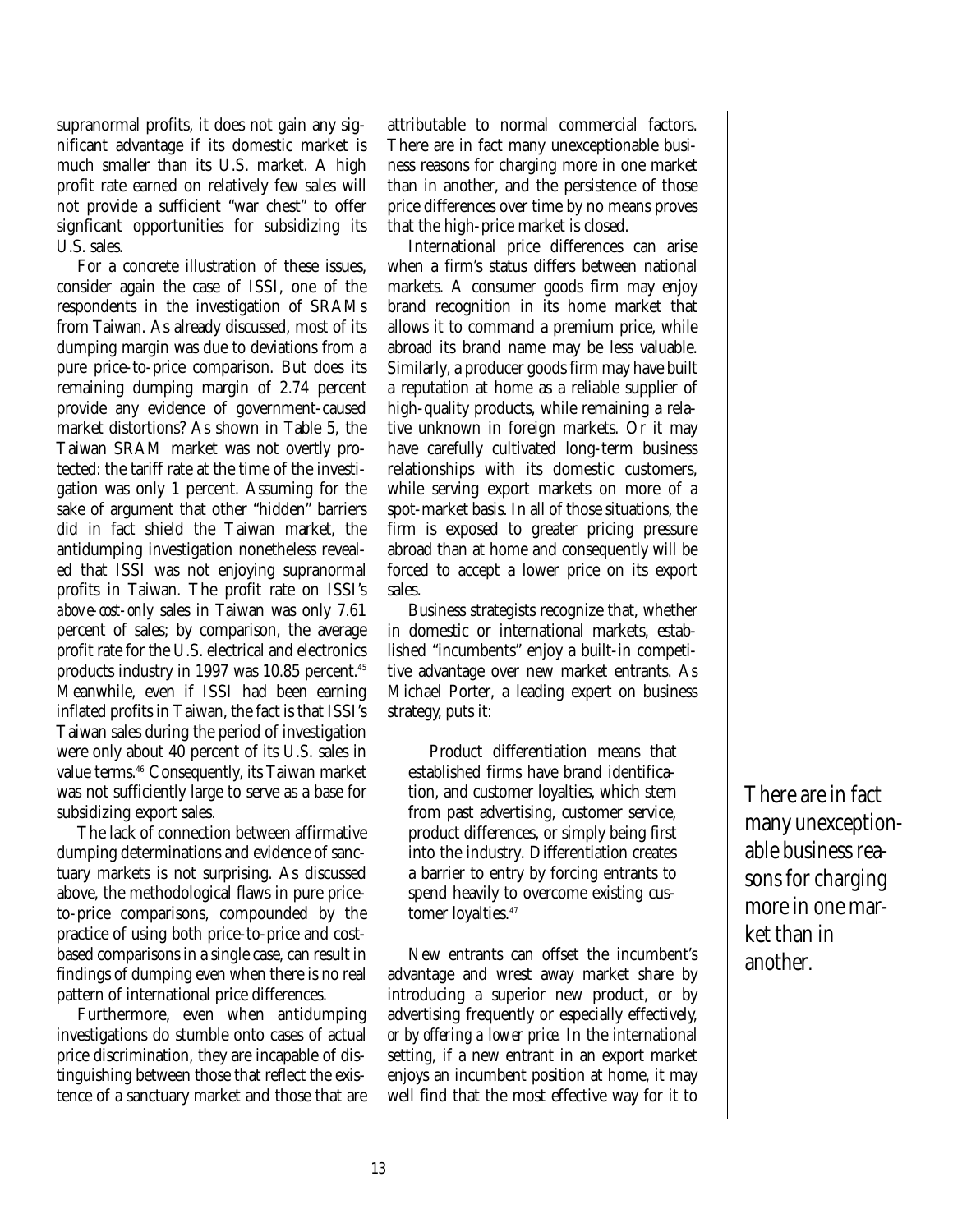supranormal profits, it does not gain any significant advantage if its domestic market is much smaller than its U.S. market. A high profit rate earned on relatively few sales will not provide a sufficient "war chest" to offer signficant opportunities for subsidizing its U.S. sales.

For a concrete illustration of these issues, consider again the case of ISSI, one of the respondents in the investigation of SRAMs from Taiwan. As already discussed, most of its dumping margin was due to deviations from a pure price-to-price comparison. But does its remaining dumping margin of 2.74 percent provide any evidence of government-caused market distortions? As shown in Table 5, the Taiwan SRAM market was not overtly protected: the tariff rate at the time of the investigation was only 1 percent. Assuming for the sake of argument that other "hidden" barriers did in fact shield the Taiwan market, the antidumping investigation nonetheless revealed that ISSI was not enjoying supranormal profits in Taiwan. The profit rate on ISSI's *above-cost-only* sales in Taiwan was only 7.61 percent of sales; by comparison, the average profit rate for the U.S. electrical and electronics products industry in 1997 was 10.85 percent.[45] Meanwhile, even if ISSI had been earning inflated profits in Taiwan, the fact is that ISSI's Taiwan sales during the period of investigation were only about 40 percent of its U.S. sales in value terms.[46] Consequently, its Taiwan market was not sufficiently large to serve as a base for subsidizing export sales.

The lack of connection between affirmative dumping determinations and evidence of sanctuary markets is not surprising. As discussed above, the methodological flaws in pure price-to-price comparisons, compounded by the practice of using both price-to-price and cost-based comparisons in a single case, can result in findings of dumping even when there is no real pattern of international price differences.

Furthermore, even when antidumping investigations do stumble onto cases of actual price discrimination, they are incapable of distinguishing between those that reflect the existence of a sanctuary market and those that are attributable to normal commercial factors. There are in fact many unexceptionable business reasons for charging more in one market than in another, and the persistence of those price differences over time by no means proves that the high-price market is closed.

International price differences can arise when a firm's status differs between national markets. A consumer goods firm may enjoy brand recognition in its home market that allows it to command a premium price, while abroad its brand name may be less valuable. Similarly, a producer goods firm may have built a reputation at home as a reliable supplier of high-quality products, while remaining a relative unknown in foreign markets. Or it may have carefully cultivated long-term business relationships with its domestic customers, while serving export markets on more of a spot-market basis. In all of those situations, the firm is exposed to greater pricing pressure abroad than at home and consequently will be forced to accept a lower price on its export sales.

Business strategists recognize that, whether in domestic or international markets, established "incumbents" enjoy a built-in competitive advantage over new market entrants. As Michael Porter, a leading expert on business strategy, puts it:

> Product differentiation means that established firms have brand identification, and customer loyalties, which stem from past advertising, customer service, product differences, or simply being first into the industry. Differentiation creates a barrier to entry by forcing entrants to spend heavily to overcome existing customer loyalties.[47]

New entrants can offset the incumbent's advantage and wrest away market share by introducing a superior new product, or by advertising frequently or especially effectively, *or by offering a lower price*. In the international setting, if a new entrant in an export market enjoys an incumbent position at home, it may well find that the most effective way for it to

> There are in fact many unexceptionable business reasons for charging more in one market than in another.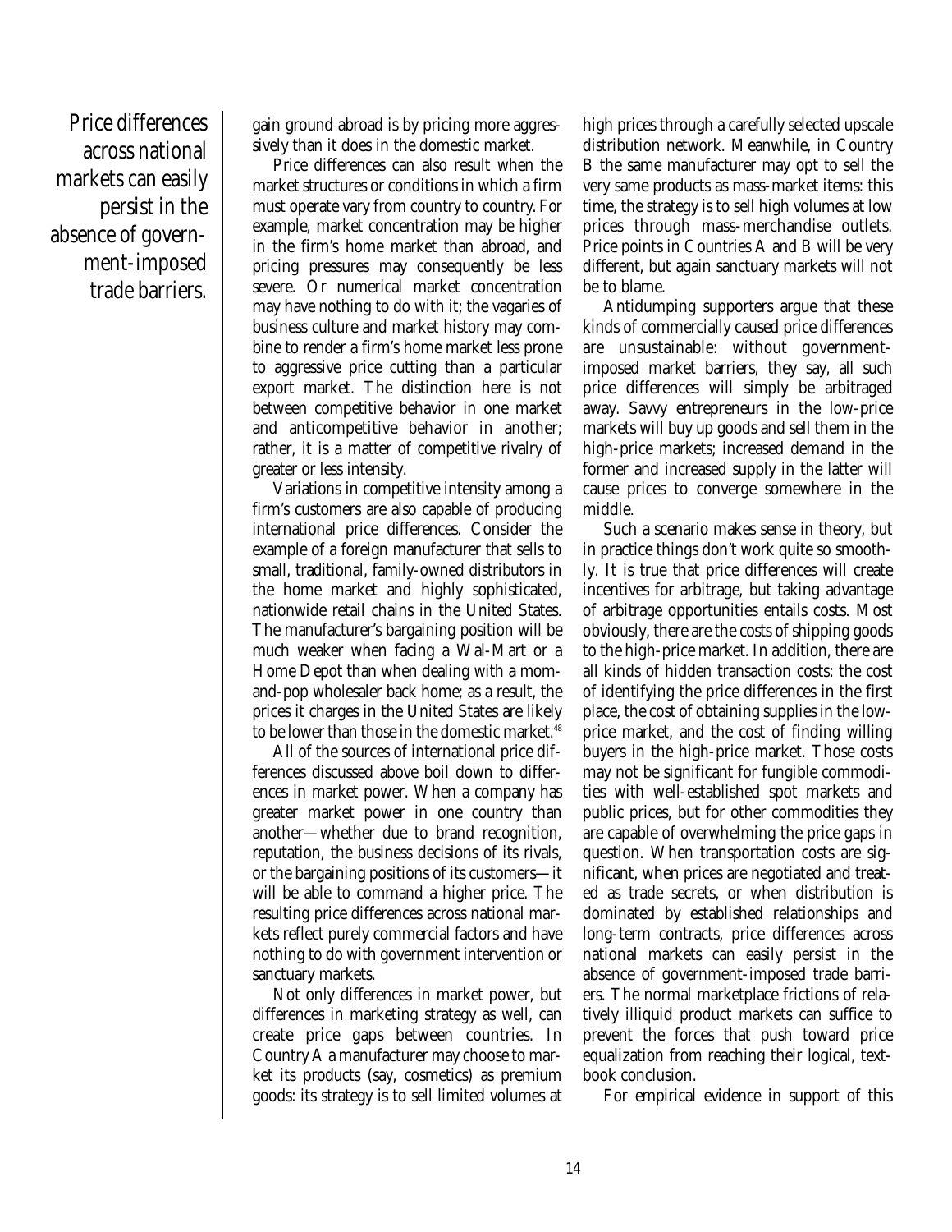Price differences across national markets can easily persist in the absence of government-imposed trade barriers.

gain ground abroad is by pricing more aggressively than it does in the domestic market.

Price differences can also result when the market structures or conditions in which a firm must operate vary from country to country. For example, market concentration may be higher in the firm's home market than abroad, and pricing pressures may consequently be less severe. Or numerical market concentration may have nothing to do with it; the vagaries of business culture and market history may combine to render a firm's home market less prone to aggressive price cutting than a particular export market. The distinction here is not between competitive behavior in one market and anticompetitive behavior in another; rather, it is a matter of competitive rivalry of greater or less intensity.

Variations in competitive intensity among a firm's customers are also capable of producing international price differences. Consider the example of a foreign manufacturer that sells to small, traditional, family-owned distributors in the home market and highly sophisticated, nationwide retail chains in the United States. The manufacturer's bargaining position will be much weaker when facing a Wal-Mart or a Home Depot than when dealing with a mom-and-pop wholesaler back home; as a result, the prices it charges in the United States are likely to be lower than those in the domestic market.[48]

All of the sources of international price differences discussed above boil down to differences in market power. When a company has greater market power in one country than another—whether due to brand recognition, reputation, the business decisions of its rivals, or the bargaining positions of its customers—it will be able to command a higher price. The resulting price differences across national markets reflect purely commercial factors and have nothing to do with government intervention or sanctuary markets.

Not only differences in market power, but differences in marketing strategy as well, can create price gaps between countries. In Country A a manufacturer may choose to market its products (say, cosmetics) as premium goods: its strategy is to sell limited volumes at high prices through a carefully selected upscale distribution network. Meanwhile, in Country B the same manufacturer may opt to sell the very same products as mass-market items: this time, the strategy is to sell high volumes at low prices through mass-merchandise outlets. Price points in Countries A and B will be very different, but again sanctuary markets will not be to blame.

Antidumping supporters argue that these kinds of commercially caused price differences are unsustainable: without government-imposed market barriers, they say, all such price differences will simply be arbitraged away. Savvy entrepreneurs in the low-price markets will buy up goods and sell them in the high-price markets; increased demand in the former and increased supply in the latter will cause prices to converge somewhere in the middle.

Such a scenario makes sense in theory, but in practice things don't work quite so smoothly. It is true that price differences will create incentives for arbitrage, but taking advantage of arbitrage opportunities entails costs. Most obviously, there are the costs of shipping goods to the high-price market. In addition, there are all kinds of hidden transaction costs: the cost of identifying the price differences in the first place, the cost of obtaining supplies in the low-price market, and the cost of finding willing buyers in the high-price market. Those costs may not be significant for fungible commodities with well-established spot markets and public prices, but for other commodities they are capable of overwhelming the price gaps in question. When transportation costs are significant, when prices are negotiated and treated as trade secrets, or when distribution is dominated by established relationships and long-term contracts, price differences across national markets can easily persist in the absence of government-imposed trade barriers. The normal marketplace frictions of relatively illiquid product markets can suffice to prevent the forces that push toward price equalization from reaching their logical, textbook conclusion.

For empirical evidence in support of this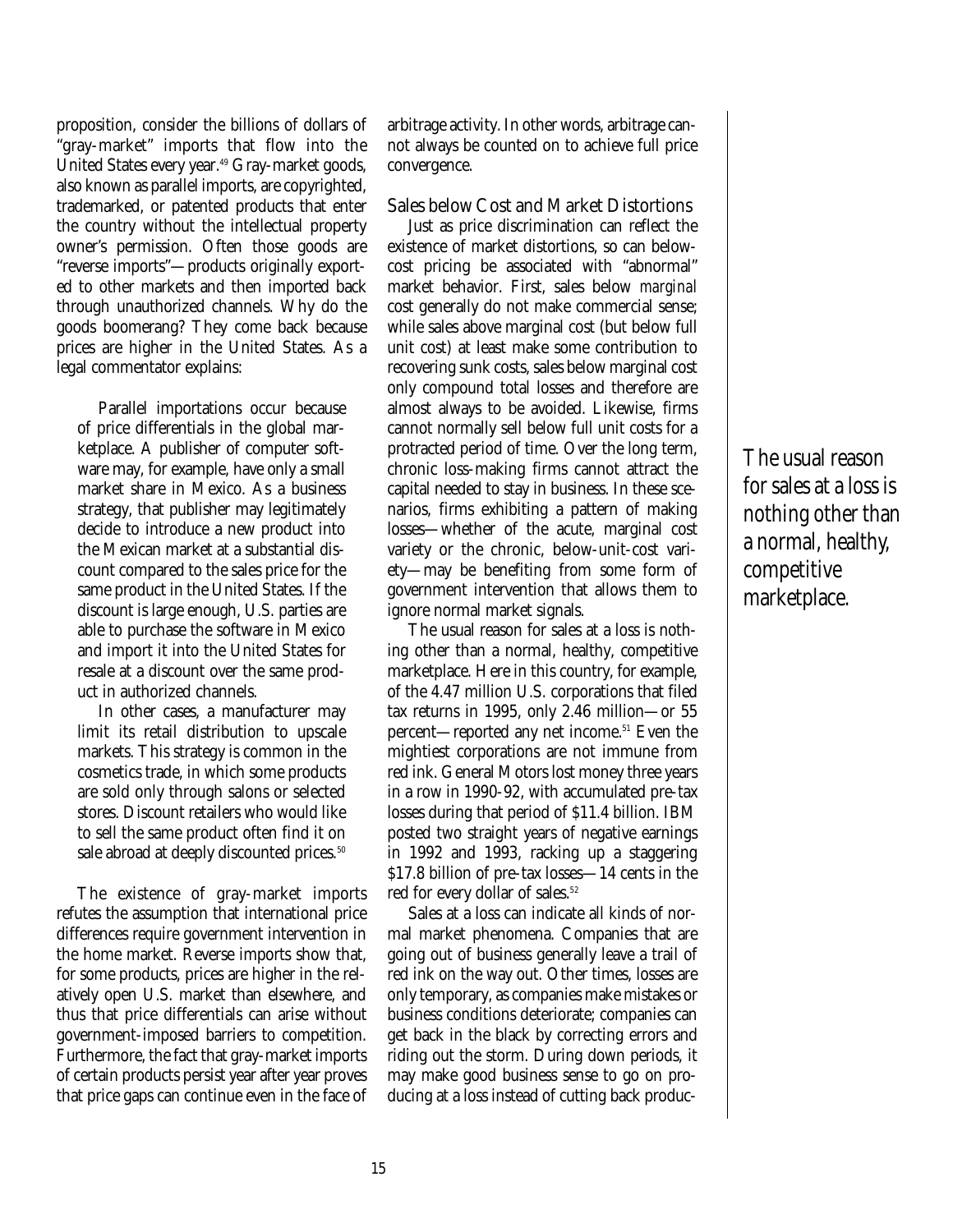proposition, consider the billions of dollars of "gray-market" imports that flow into the United States every year.[49] Gray-market goods, also known as parallel imports, are copyrighted, trademarked, or patented products that enter the country without the intellectual property owner's permission. Often those goods are "reverse imports"—products originally exported to other markets and then imported back through unauthorized channels. Why do the goods boomerang? They come back because prices are higher in the United States. As a legal commentator explains:

> Parallel importations occur because of price differentials in the global marketplace. A publisher of computer software may, for example, have only a small market share in Mexico. As a business strategy, that publisher may legitimately decide to introduce a new product into the Mexican market at a substantial discount compared to the sales price for the same product in the United States. If the discount is large enough, U.S. parties are able to purchase the software in Mexico and import it into the United States for resale at a discount over the same product in authorized channels.
>
> In other cases, a manufacturer may limit its retail distribution to upscale markets. This strategy is common in the cosmetics trade, in which some products are sold only through salons or selected stores. Discount retailers who would like to sell the same product often find it on sale abroad at deeply discounted prices.[50]

The existence of gray-market imports refutes the assumption that international price differences require government intervention in the home market. Reverse imports show that, for some products, prices are higher in the relatively open U.S. market than elsewhere, and thus that price differentials can arise without government-imposed barriers to competition. Furthermore, the fact that gray-market imports of certain products persist year after year proves that price gaps can continue even in the face of arbitrage activity. In other words, arbitrage cannot always be counted on to achieve full price convergence.

### Sales below Cost and Market Distortions

Just as price discrimination can reflect the existence of market distortions, so can below-cost pricing be associated with "abnormal" market behavior. First, sales below *marginal* cost generally do not make commercial sense; while sales above marginal cost (but below full unit cost) at least make some contribution to recovering sunk costs, sales below marginal cost only compound total losses and therefore are almost always to be avoided. Likewise, firms cannot normally sell below full unit costs for a protracted period of time. Over the long term, chronic loss-making firms cannot attract the capital needed to stay in business. In these scenarios, firms exhibiting a pattern of making losses—whether of the acute, marginal cost variety or the chronic, below-unit-cost variety—may be benefiting from some form of government intervention that allows them to ignore normal market signals.

The usual reason for sales at a loss is nothing other than a normal, healthy, competitive marketplace. Here in this country, for example, of the 4.47 million U.S. corporations that filed tax returns in 1995, only 2.46 million—or 55 percent—reported any net income.[51] Even the mightiest corporations are not immune from red ink. General Motors lost money three years in a row in 1990-92, with accumulated pre-tax losses during that period of \$11.4 billion. IBM posted two straight years of negative earnings in 1992 and 1993, racking up a staggering \$17.8 billion of pre-tax losses—14 cents in the red for every dollar of sales.[52]

Sales at a loss can indicate all kinds of normal market phenomena. Companies that are going out of business generally leave a trail of red ink on the way out. Other times, losses are only temporary, as companies make mistakes or business conditions deteriorate; companies can get back in the black by correcting errors and riding out the storm. During down periods, it may make good business sense to go on producing at a loss instead of cutting back produc-

*The usual reason for sales at a loss is nothing other than a normal, healthy, competitive marketplace.*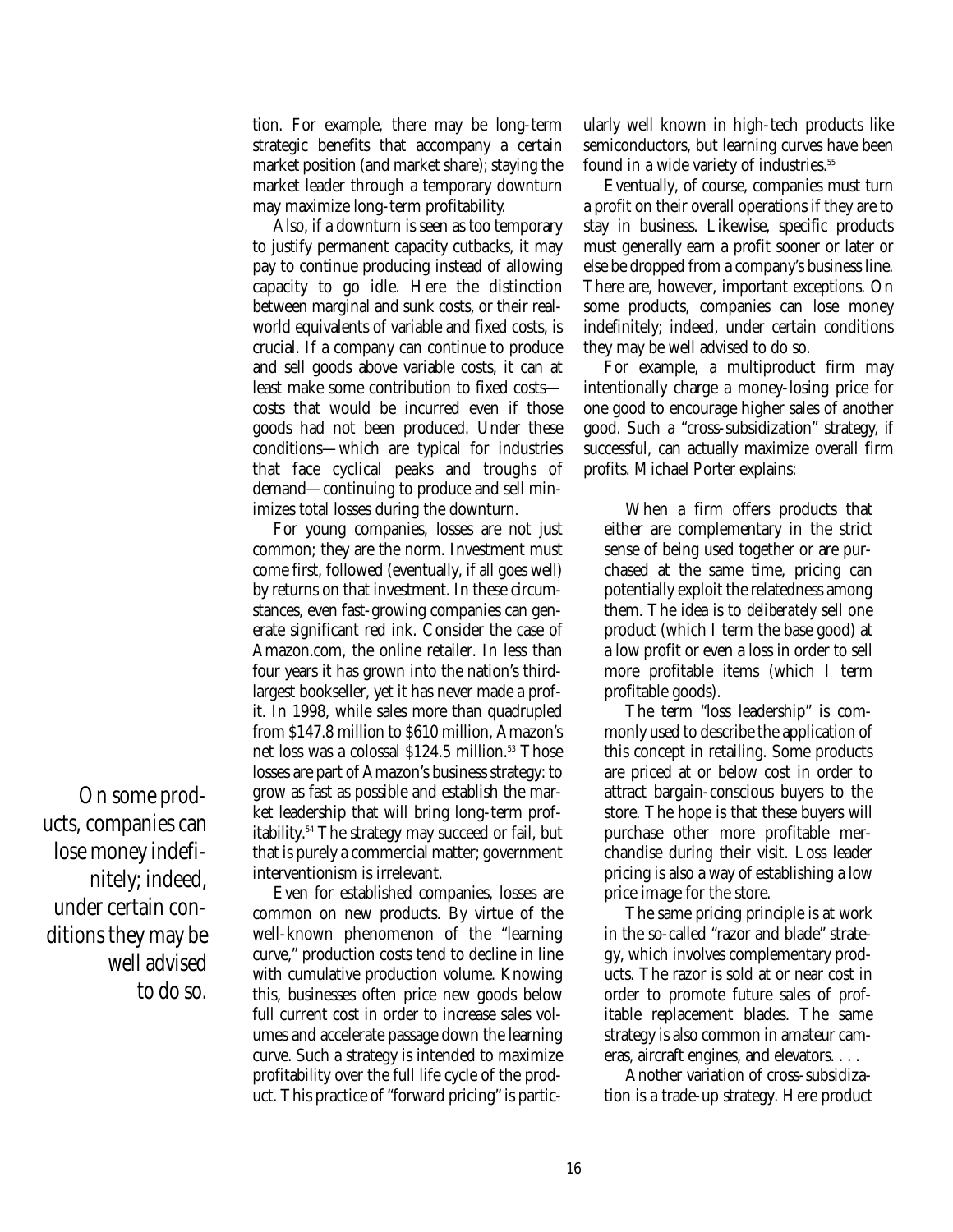tion. For example, there may be long-term strategic benefits that accompany a certain market position (and market share); staying the market leader through a temporary downturn may maximize long-term profitability.

Also, if a downturn is seen as too temporary to justify permanent capacity cutbacks, it may pay to continue producing instead of allowing capacity to go idle. Here the distinction between marginal and sunk costs, or their real-world equivalents of variable and fixed costs, is crucial. If a company can continue to produce and sell goods above variable costs, it can at least make some contribution to fixed costs—costs that would be incurred even if those goods had not been produced. Under these conditions—which are typical for industries that face cyclical peaks and troughs of demand—continuing to produce and sell minimizes total losses during the downturn.

For young companies, losses are not just common; they are the norm. Investment must come first, followed (eventually, if all goes well) by returns on that investment. In these circumstances, even fast-growing companies can generate significant red ink. Consider the case of Amazon.com, the online retailer. In less than four years it has grown into the nation's third-largest bookseller, yet it has never made a profit. In 1998, while sales more than quadrupled from $147.8 million to $610 million, Amazon's net loss was a colossal $124.5 million.[53] Those losses are part of Amazon's business strategy: to grow as fast as possible and establish the market leadership that will bring long-term profitability.[54] The strategy may succeed or fail, but that is purely a commercial matter; government interventionism is irrelevant.

Even for established companies, losses are common on new products. By virtue of the well-known phenomenon of the "learning curve," production costs tend to decline in line with cumulative production volume. Knowing this, businesses often price new goods below full current cost in order to increase sales volumes and accelerate passage down the learning curve. Such a strategy is intended to maximize profitability over the full life cycle of the product. This practice of "forward pricing" is particularly well known in high-tech products like semiconductors, but learning curves have been found in a wide variety of industries.[55]

Eventually, of course, companies must turn a profit on their overall operations if they are to stay in business. Likewise, specific products must generally earn a profit sooner or later or else be dropped from a company's business line. There are, however, important exceptions. On some products, companies can lose money indefinitely; indeed, under certain conditions they may be well advised to do so.

For example, a multiproduct firm may intentionally charge a money-losing price for one good to encourage higher sales of another good. Such a "cross-subsidization" strategy, if successful, can actually maximize overall firm profits. Michael Porter explains:

> When a firm offers products that either are complementary in the strict sense of being used together or are purchased at the same time, pricing can potentially exploit the relatedness among them. The idea is to *deliberately* sell one product (which I term the base good) at a low profit or even a loss in order to sell more profitable items (which I term profitable goods).
>
> The term "loss leadership" is commonly used to describe the application of this concept in retailing. Some products are priced at or below cost in order to attract bargain-conscious buyers to the store. The hope is that these buyers will purchase other more profitable merchandise during their visit. Loss leader pricing is also a way of establishing a low price image for the store.
>
> The same pricing principle is at work in the so-called "razor and blade" strategy, which involves complementary products. The razor is sold at or near cost in order to promote future sales of profitable replacement blades. The same strategy is also common in amateur cameras, aircraft engines, and elevators. . . .
>
> Another variation of cross-subsidization is a trade-up strategy. Here product

On some products, companies can lose money indefinitely; indeed, under certain conditions they may be well advised to do so.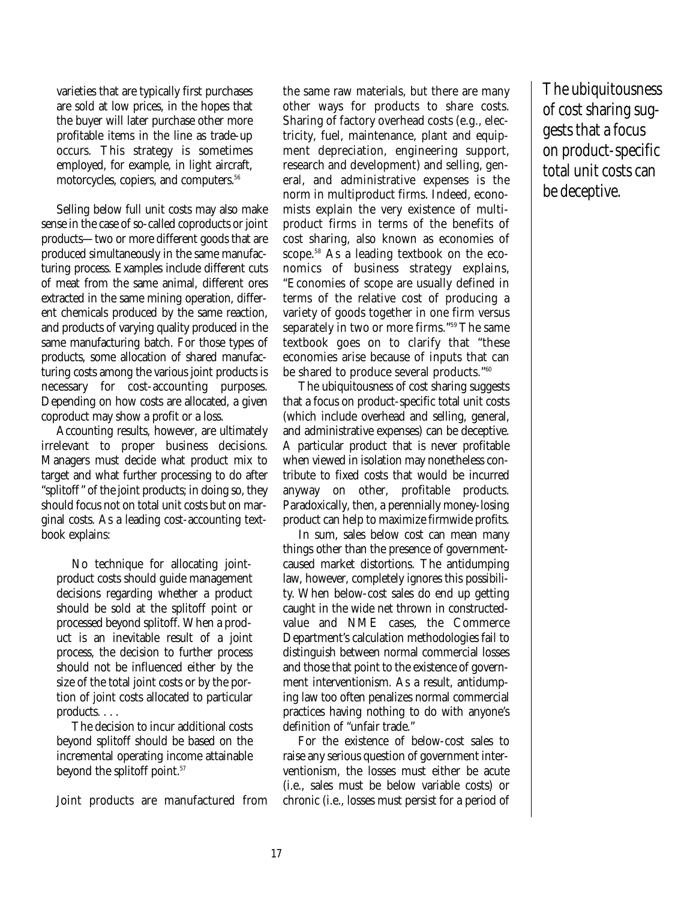varieties that are typically first purchases are sold at low prices, in the hopes that the buyer will later purchase other more profitable items in the line as trade-up occurs. This strategy is sometimes employed, for example, in light aircraft, motorcycles, copiers, and computers.[56]

Selling below full unit costs may also make sense in the case of so-called coproducts or joint products—two or more different goods that are produced simultaneously in the same manufacturing process. Examples include different cuts of meat from the same animal, different ores extracted in the same mining operation, different chemicals produced by the same reaction, and products of varying quality produced in the same manufacturing batch. For those types of products, some allocation of shared manufacturing costs among the various joint products is necessary for cost-accounting purposes. Depending on how costs are allocated, a given coproduct may show a profit or a loss.

Accounting results, however, are ultimately irrelevant to proper business decisions. Managers must decide what product mix to target and what further processing to do after "splitoff" of the joint products; in doing so, they should focus not on total unit costs but on marginal costs. As a leading cost-accounting textbook explains:

> No technique for allocating joint-product costs should guide management decisions regarding whether a product should be sold at the splitoff point or processed beyond splitoff. When a product is an inevitable result of a joint process, the decision to further process should not be influenced either by the size of the total joint costs or by the portion of joint costs allocated to particular products. . . .
>
> The decision to incur additional costs beyond splitoff should be based on the incremental operating income attainable beyond the splitoff point.[57]

Joint products are manufactured from the same raw materials, but there are many other ways for products to share costs. Sharing of factory overhead costs (e.g., electricity, fuel, maintenance, plant and equipment depreciation, engineering support, research and development) and selling, general, and administrative expenses is the norm in multiproduct firms. Indeed, economists explain the very existence of multiproduct firms in terms of the benefits of cost sharing, also known as economies of scope.[58] As a leading textbook on the economics of business strategy explains, "Economies of scope are usually defined in terms of the relative cost of producing a variety of goods together in one firm versus separately in two or more firms."[59] The same textbook goes on to clarify that "these economies arise because of inputs that can be shared to produce several products."[60]

The ubiquitousness of cost sharing suggests that a focus on product-specific total unit costs (which include overhead and selling, general, and administrative expenses) can be deceptive. A particular product that is never profitable when viewed in isolation may nonetheless contribute to fixed costs that would be incurred anyway on other, profitable products. Paradoxically, then, a perennially money-losing product can help to maximize firmwide profits.

In sum, sales below cost can mean many things other than the presence of government-caused market distortions. The antidumping law, however, completely ignores this possibility. When below-cost sales do end up getting caught in the wide net thrown in constructed-value and NME cases, the Commerce Department's calculation methodologies fail to distinguish between normal commercial losses and those that point to the existence of government interventionism. As a result, antidumping law too often penalizes normal commercial practices having nothing to do with anyone's definition of "unfair trade."

For the existence of below-cost sales to raise any serious question of government interventionism, the losses must either be acute (i.e., sales must be below variable costs) or chronic (i.e., losses must persist for a period of

> The ubiquitousness of cost sharing suggests that a focus on product-specific total unit costs can be deceptive.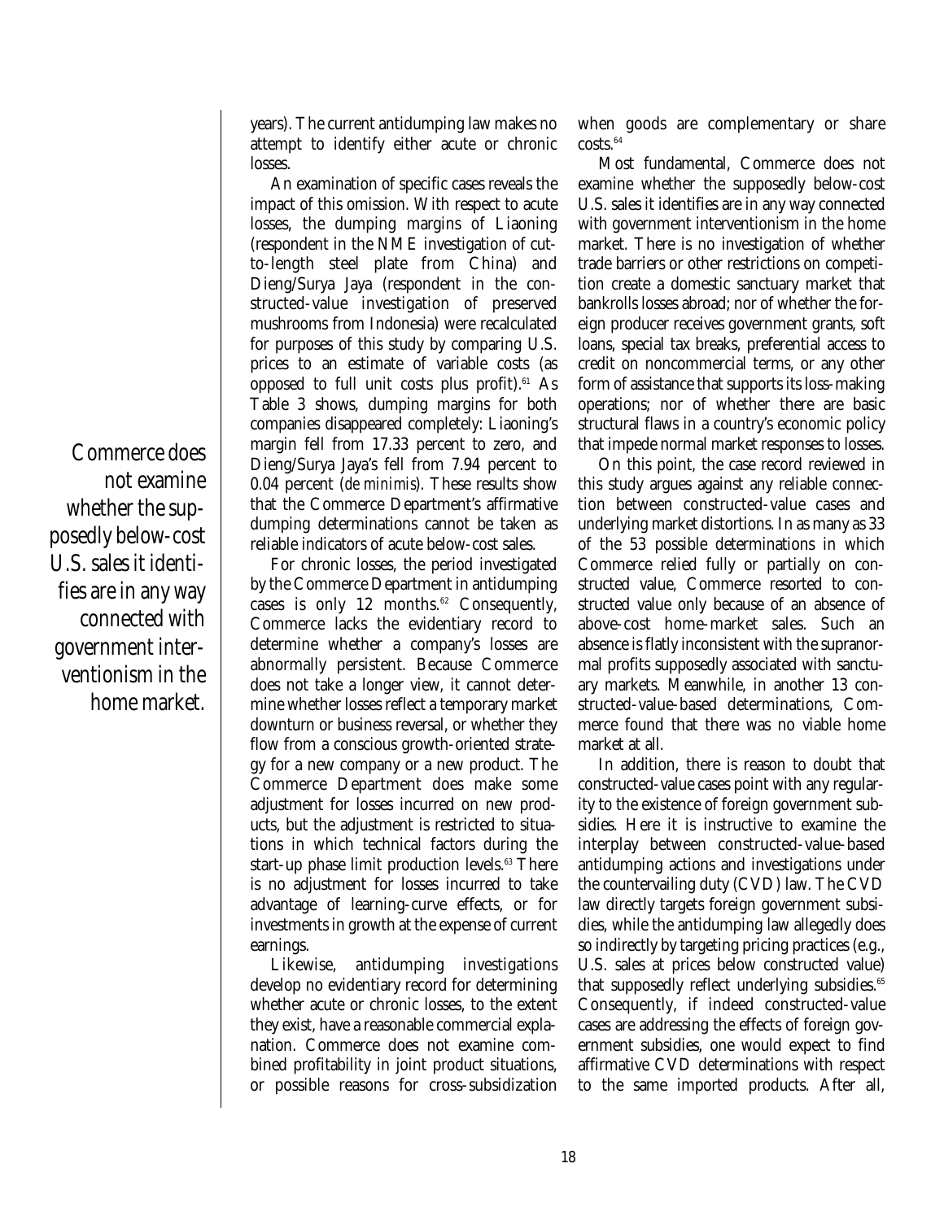years). The current antidumping law makes no attempt to identify either acute or chronic losses.

An examination of specific cases reveals the impact of this omission. With respect to acute losses, the dumping margins of Liaoning (respondent in the NME investigation of cut-to-length steel plate from China) and Dieng/Surya Jaya (respondent in the constructed-value investigation of preserved mushrooms from Indonesia) were recalculated for purposes of this study by comparing U.S. prices to an estimate of variable costs (as opposed to full unit costs plus profit).[61] As Table 3 shows, dumping margins for both companies disappeared completely: Liaoning's margin fell from 17.33 percent to zero, and Dieng/Surya Jaya's fell from 7.94 percent to 0.04 percent (*de minimis*). These results show that the Commerce Department's affirmative dumping determinations cannot be taken as reliable indicators of acute below-cost sales.

For chronic losses, the period investigated by the Commerce Department in antidumping cases is only 12 months.[62] Consequently, Commerce lacks the evidentiary record to determine whether a company's losses are abnormally persistent. Because Commerce does not take a longer view, it cannot determine whether losses reflect a temporary market downturn or business reversal, or whether they flow from a conscious growth-oriented strategy for a new company or a new product. The Commerce Department does make some adjustment for losses incurred on new products, but the adjustment is restricted to situations in which technical factors during the start-up phase limit production levels.[63] There is no adjustment for losses incurred to take advantage of learning-curve effects, or for investments in growth at the expense of current earnings.

Likewise, antidumping investigations develop no evidentiary record for determining whether acute or chronic losses, to the extent they exist, have a reasonable commercial explanation. Commerce does not examine combined profitability in joint product situations, or possible reasons for cross-subsidization when goods are complementary or share costs.[64]

Commerce does not examine whether the supposedly below-cost U.S. sales it identifies are in any way connected with government interventionism in the home market.

Most fundamental, Commerce does not examine whether the supposedly below-cost U.S. sales it identifies are in any way connected with government interventionism in the home market. There is no investigation of whether trade barriers or other restrictions on competition create a domestic sanctuary market that bankrolls losses abroad; nor of whether the foreign producer receives government grants, soft loans, special tax breaks, preferential access to credit on noncommercial terms, or any other form of assistance that supports its loss-making operations; nor of whether there are basic structural flaws in a country's economic policy that impede normal market responses to losses.

On this point, the case record reviewed in this study argues against any reliable connection between constructed-value cases and underlying market distortions. In as many as 33 of the 53 possible determinations in which Commerce relied fully or partially on constructed value, Commerce resorted to constructed value only because of an absence of above-cost home-market sales. Such an absence is flatly inconsistent with the supranormal profits supposedly associated with sanctuary markets. Meanwhile, in another 13 constructed-value-based determinations, Commerce found that there was no viable home market at all.

In addition, there is reason to doubt that constructed-value cases point with any regularity to the existence of foreign government subsidies. Here it is instructive to examine the interplay between constructed-value-based antidumping actions and investigations under the countervailing duty (CVD) law. The CVD law directly targets foreign government subsidies, while the antidumping law allegedly does so indirectly by targeting pricing practices (e.g., U.S. sales at prices below constructed value) that supposedly reflect underlying subsidies.[65] Consequently, if indeed constructed-value cases are addressing the effects of foreign government subsidies, one would expect to find affirmative CVD determinations with respect to the same imported products. After all,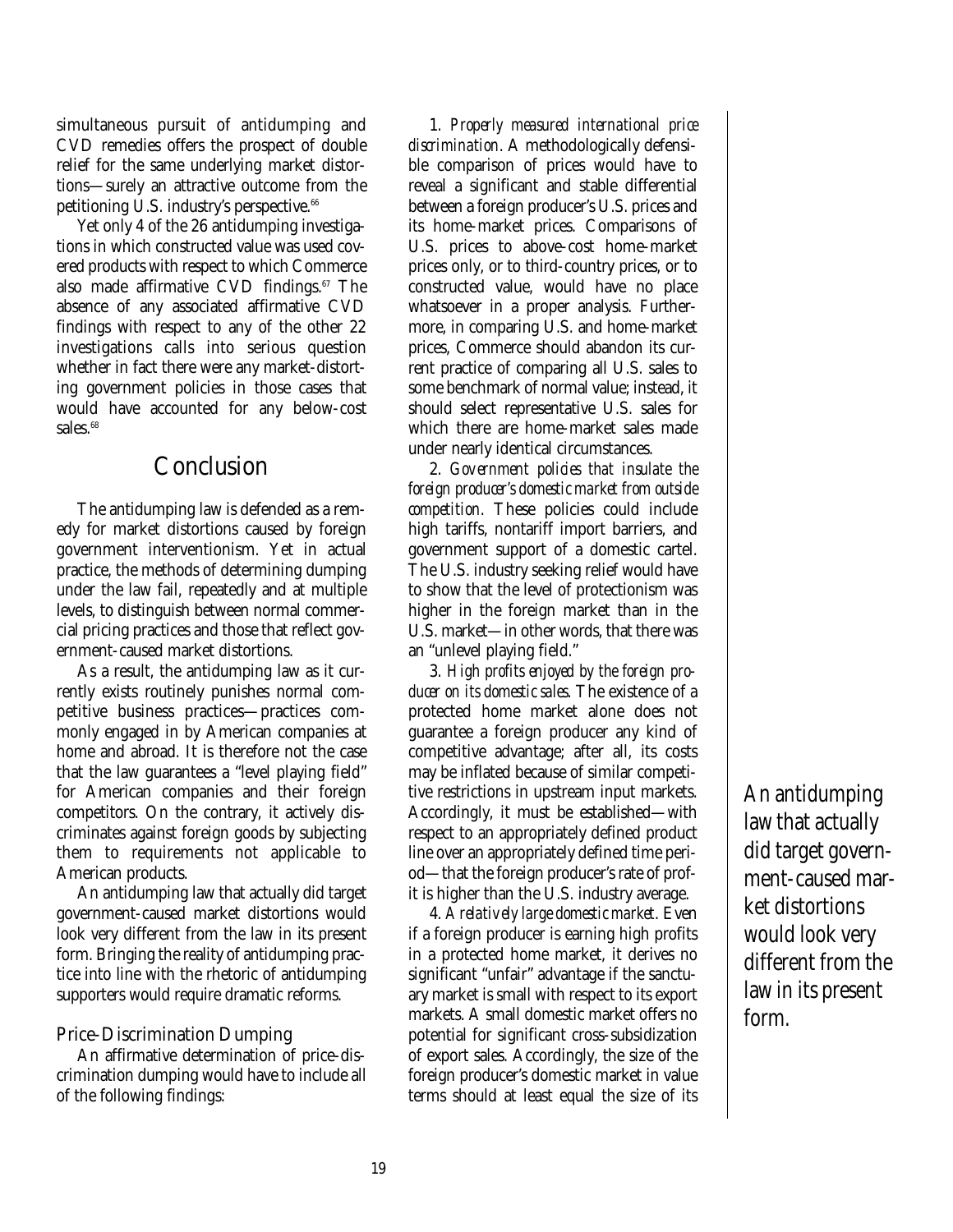simultaneous pursuit of antidumping and CVD remedies offers the prospect of double relief for the same underlying market distortions—surely an attractive outcome from the petitioning U.S. industry's perspective.[66]

Yet only 4 of the 26 antidumping investigations in which constructed value was used covered products with respect to which Commerce also made affirmative CVD findings.[67] The absence of any associated affirmative CVD findings with respect to any of the other 22 investigations calls into serious question whether in fact there were any market-distorting government policies in those cases that would have accounted for any below-cost sales.[68]

## Conclusion

The antidumping law is defended as a remedy for market distortions caused by foreign government interventionism. Yet in actual practice, the methods of determining dumping under the law fail, repeatedly and at multiple levels, to distinguish between normal commercial pricing practices and those that reflect government-caused market distortions.

As a result, the antidumping law as it currently exists routinely punishes normal competitive business practices—practices commonly engaged in by American companies at home and abroad. It is therefore not the case that the law guarantees a "level playing field" for American companies and their foreign competitors. On the contrary, it actively discriminates against foreign goods by subjecting them to requirements not applicable to American products.

An antidumping law that actually did target government-caused market distortions would look very different from the law in its present form. Bringing the reality of antidumping practice into line with the rhetoric of antidumping supporters would require dramatic reforms.

### Price-Discrimination Dumping

An affirmative determination of price-discrimination dumping would have to include all of the following findings:

1. *Properly measured international price discrimination*. A methodologically defensible comparison of prices would have to reveal a significant and stable differential between a foreign producer's U.S. prices and its home-market prices. Comparisons of U.S. prices to above-cost home-market prices only, or to third-country prices, or to constructed value, would have no place whatsoever in a proper analysis. Furthermore, in comparing U.S. and home-market prices, Commerce should abandon its current practice of comparing all U.S. sales to some benchmark of normal value; instead, it should select representative U.S. sales for which there are home-market sales made under nearly identical circumstances.

2. *Government policies that insulate the foreign producer's domestic market from outside competition*. These policies could include high tariffs, nontariff import barriers, and government support of a domestic cartel. The U.S. industry seeking relief would have to show that the level of protectionism was higher in the foreign market than in the U.S. market—in other words, that there was an "unlevel playing field."

3. *High profits enjoyed by the foreign producer on its domestic sales*. The existence of a protected home market alone does not guarantee a foreign producer any kind of competitive advantage; after all, its costs may be inflated because of similar competitive restrictions in upstream input markets. Accordingly, it must be established—with respect to an appropriately defined product line over an appropriately defined time period—that the foreign producer's rate of profit is higher than the U.S. industry average.

4. *A relatively large domestic market*. Even if a foreign producer is earning high profits in a protected home market, it derives no significant "unfair" advantage if the sanctuary market is small with respect to its export markets. A small domestic market offers no potential for significant cross-subsidization of export sales. Accordingly, the size of the foreign producer's domestic market in value terms should at least equal the size of its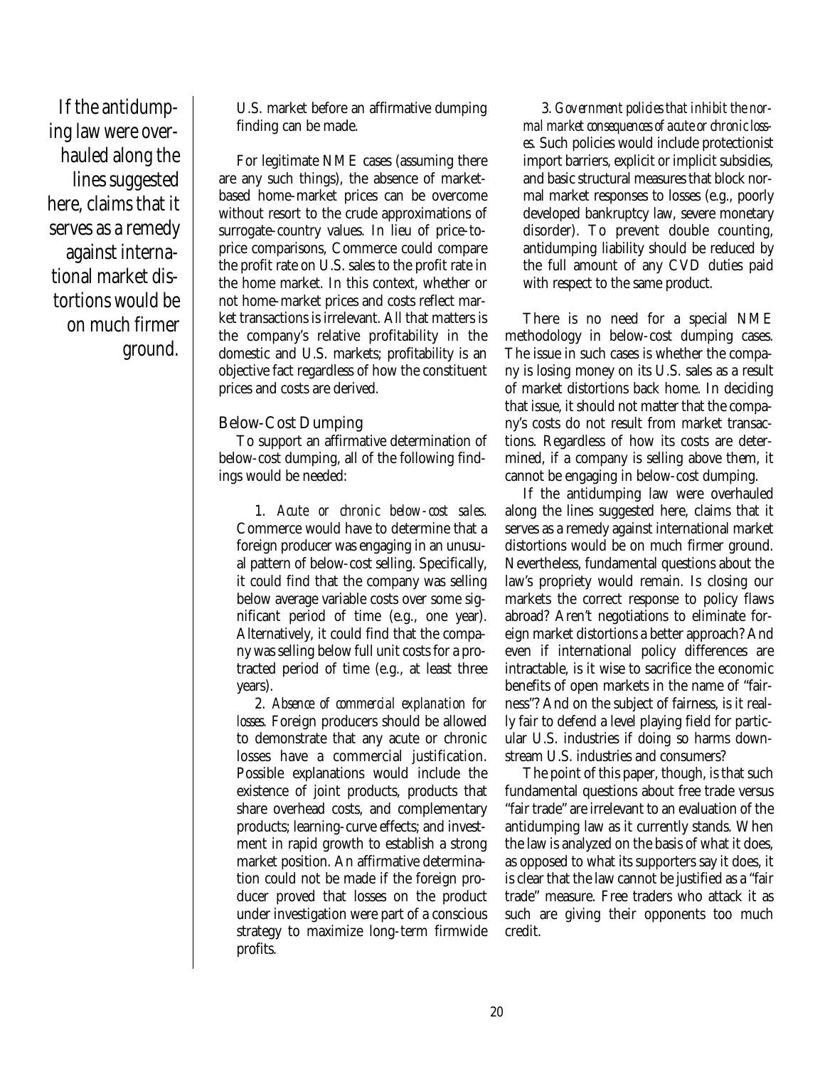U.S. market before an affirmative dumping finding can be made.

For legitimate NME cases (assuming there are any such things), the absence of market-based home-market prices can be overcome without resort to the crude approximations of surrogate-country values. In lieu of price-to-price comparisons, Commerce could compare the profit rate on U.S. sales to the profit rate in the home market. In this context, whether or not home-market prices and costs reflect market transactions is irrelevant. All that matters is the company's relative profitability in the domestic and U.S. markets; profitability is an objective fact regardless of how the constituent prices and costs are derived.

### Below-Cost Dumping

To support an affirmative determination of below-cost dumping, all of the following findings would be needed:

1. *Acute or chronic below-cost sales.* Commerce would have to determine that a foreign producer was engaging in an unusual pattern of below-cost selling. Specifically, it could find that the company was selling below average variable costs over some significant period of time (e.g., one year). Alternatively, it could find that the company was selling below full unit costs for a protracted period of time (e.g., at least three years).

2. *Absence of commercial explanation for losses.* Foreign producers should be allowed to demonstrate that any acute or chronic losses have a commercial justification. Possible explanations would include the existence of joint products, products that share overhead costs, and complementary products; learning-curve effects; and investment in rapid growth to establish a strong market position. An affirmative determination could not be made if the foreign producer proved that losses on the product under investigation were part of a conscious strategy to maximize long-term firmwide profits.

3. *Government policies that inhibit the normal market consequences of acute or chronic losses.* Such policies would include protectionist import barriers, explicit or implicit subsidies, and basic structural measures that block normal market responses to losses (e.g., poorly developed bankruptcy law, severe monetary disorder). To prevent double counting, antidumping liability should be reduced by the full amount of any CVD duties paid with respect to the same product.

There is no need for a special NME methodology in below-cost dumping cases. The issue in such cases is whether the company is losing money on its U.S. sales as a result of market distortions back home. In deciding that issue, it should not matter that the company's costs do not result from market transactions. Regardless of how its costs are determined, if a company is selling above them, it cannot be engaging in below-cost dumping.

If the antidumping law were overhauled along the lines suggested here, claims that it serves as a remedy against international market distortions would be on much firmer ground. Nevertheless, fundamental questions about the law's propriety would remain. Is closing our markets the correct response to policy flaws abroad? Aren't negotiations to eliminate foreign market distortions a better approach? And even if international policy differences are intractable, is it wise to sacrifice the economic benefits of open markets in the name of "fairness"? And on the subject of fairness, is it really fair to defend a level playing field for particular U.S. industries if doing so harms downstream U.S. industries and consumers?

The point of this paper, though, is that such fundamental questions about free trade versus "fair trade" are irrelevant to an evaluation of the antidumping law as it currently stands. When the law is analyzed on the basis of what it does, as opposed to what its supporters say it does, it is clear that the law cannot be justified as a "fair trade" measure. Free traders who attack it as such are giving their opponents too much credit.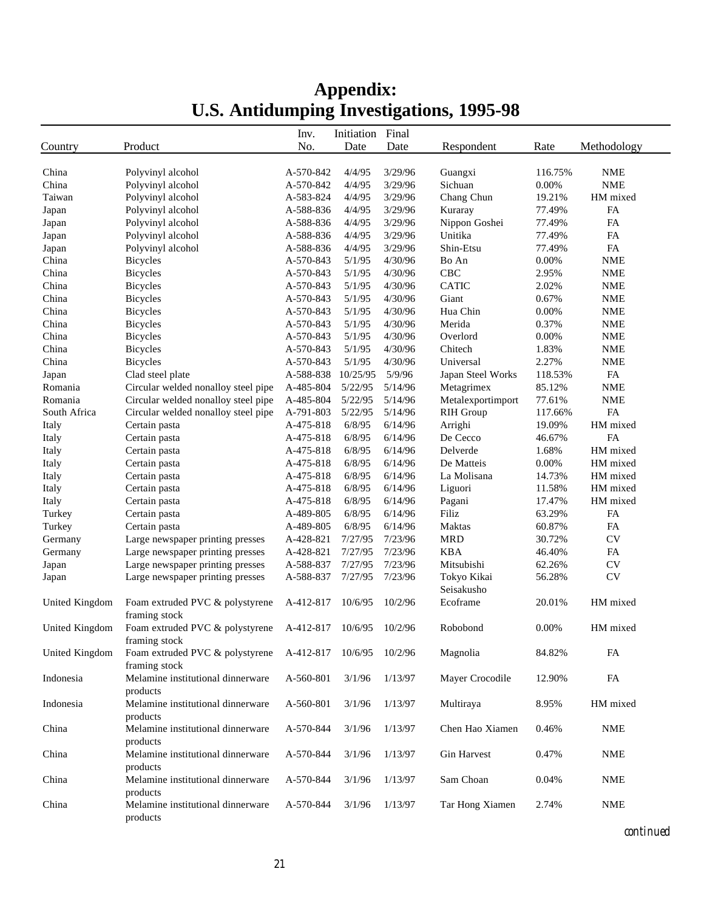# Appendix:
# U.S. Antidumping Investigations, 1995-98

| Country | Product | Inv. No. | Initiation Date | Final Date | Respondent | Rate | Methodology |
|---|---|---|---|---|---|---|---|
| China | Polyvinyl alcohol | A-570-842 | 4/4/95 | 3/29/96 | Guangxi | 116.75% | NME |
| China | Polyvinyl alcohol | A-570-842 | 4/4/95 | 3/29/96 | Sichuan | 0.00% | NME |
| Taiwan | Polyvinyl alcohol | A-583-824 | 4/4/95 | 3/29/96 | Chang Chun | 19.21% | HM mixed |
| Japan | Polyvinyl alcohol | A-588-836 | 4/4/95 | 3/29/96 | Kuraray | 77.49% | FA |
| Japan | Polyvinyl alcohol | A-588-836 | 4/4/95 | 3/29/96 | Nippon Goshei | 77.49% | FA |
| Japan | Polyvinyl alcohol | A-588-836 | 4/4/95 | 3/29/96 | Unitika | 77.49% | FA |
| Japan | Polyvinyl alcohol | A-588-836 | 4/4/95 | 3/29/96 | Shin-Etsu | 77.49% | FA |
| China | Bicycles | A-570-843 | 5/1/95 | 4/30/96 | Bo An | 0.00% | NME |
| China | Bicycles | A-570-843 | 5/1/95 | 4/30/96 | CBC | 2.95% | NME |
| China | Bicycles | A-570-843 | 5/1/95 | 4/30/96 | CATIC | 2.02% | NME |
| China | Bicycles | A-570-843 | 5/1/95 | 4/30/96 | Giant | 0.67% | NME |
| China | Bicycles | A-570-843 | 5/1/95 | 4/30/96 | Hua Chin | 0.00% | NME |
| China | Bicycles | A-570-843 | 5/1/95 | 4/30/96 | Merida | 0.37% | NME |
| China | Bicycles | A-570-843 | 5/1/95 | 4/30/96 | Overlord | 0.00% | NME |
| China | Bicycles | A-570-843 | 5/1/95 | 4/30/96 | Chitech | 1.83% | NME |
| China | Bicycles | A-570-843 | 5/1/95 | 4/30/96 | Universal | 2.27% | NME |
| Japan | Clad steel plate | A-588-838 | 10/25/95 | 5/9/96 | Japan Steel Works | 118.53% | FA |
| Romania | Circular welded nonalloy steel pipe | A-485-804 | 5/22/95 | 5/14/96 | Metagrimex | 85.12% | NME |
| Romania | Circular welded nonalloy steel pipe | A-485-804 | 5/22/95 | 5/14/96 | Metalexportimport | 77.61% | NME |
| South Africa | Circular welded nonalloy steel pipe | A-791-803 | 5/22/95 | 5/14/96 | RIH Group | 117.66% | FA |
| Italy | Certain pasta | A-475-818 | 6/8/95 | 6/14/96 | Arrighi | 19.09% | HM mixed |
| Italy | Certain pasta | A-475-818 | 6/8/95 | 6/14/96 | De Cecco | 46.67% | FA |
| Italy | Certain pasta | A-475-818 | 6/8/95 | 6/14/96 | Delverde | 1.68% | HM mixed |
| Italy | Certain pasta | A-475-818 | 6/8/95 | 6/14/96 | De Matteis | 0.00% | HM mixed |
| Italy | Certain pasta | A-475-818 | 6/8/95 | 6/14/96 | La Molisana | 14.73% | HM mixed |
| Italy | Certain pasta | A-475-818 | 6/8/95 | 6/14/96 | Liguori | 11.58% | HM mixed |
| Italy | Certain pasta | A-475-818 | 6/8/95 | 6/14/96 | Pagani | 17.47% | HM mixed |
| Turkey | Certain pasta | A-489-805 | 6/8/95 | 6/14/96 | Filiz | 63.29% | FA |
| Turkey | Certain pasta | A-489-805 | 6/8/95 | 6/14/96 | Maktas | 60.87% | FA |
| Germany | Large newspaper printing presses | A-428-821 | 7/27/95 | 7/23/96 | MRD | 30.72% | CV |
| Germany | Large newspaper printing presses | A-428-821 | 7/27/95 | 7/23/96 | KBA | 46.40% | FA |
| Japan | Large newspaper printing presses | A-588-837 | 7/27/95 | 7/23/96 | Mitsubishi | 62.26% | CV |
| Japan | Large newspaper printing presses | A-588-837 | 7/27/95 | 7/23/96 | Tokyo Kikai Seisakusho | 56.28% | CV |
| United Kingdom | Foam extruded PVC & polystyrene framing stock | A-412-817 | 10/6/95 | 10/2/96 | Ecoframe | 20.01% | HM mixed |
| United Kingdom | Foam extruded PVC & polystyrene framing stock | A-412-817 | 10/6/95 | 10/2/96 | Robobond | 0.00% | HM mixed |
| United Kingdom | Foam extruded PVC & polystyrene framing stock | A-412-817 | 10/6/95 | 10/2/96 | Magnolia | 84.82% | FA |
| Indonesia | Melamine institutional dinnerware products | A-560-801 | 3/1/96 | 1/13/97 | Mayer Crocodile | 12.90% | FA |
| Indonesia | Melamine institutional dinnerware products | A-560-801 | 3/1/96 | 1/13/97 | Multiraya | 8.95% | HM mixed |
| China | Melamine institutional dinnerware products | A-570-844 | 3/1/96 | 1/13/97 | Chen Hao Xiamen | 0.46% | NME |
| China | Melamine institutional dinnerware products | A-570-844 | 3/1/96 | 1/13/97 | Gin Harvest | 0.47% | NME |
| China | Melamine institutional dinnerware products | A-570-844 | 3/1/96 | 1/13/97 | Sam Choan | 0.04% | NME |
| China | Melamine institutional dinnerware products | A-570-844 | 3/1/96 | 1/13/97 | Tar Hong Xiamen | 2.74% | NME |

*continued*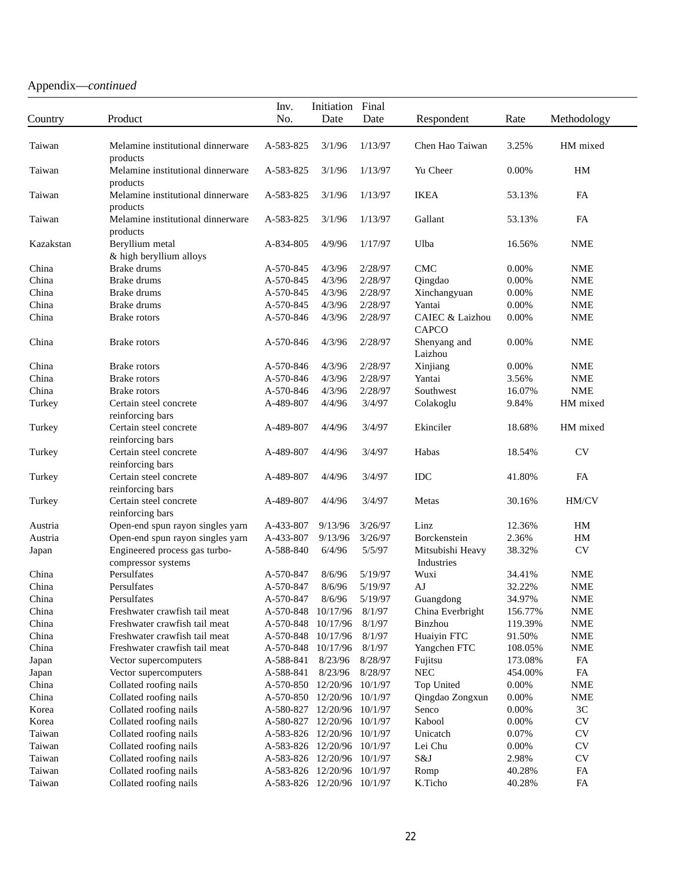Appendix—*continued*

| Country | Product | Inv. No. | Initiation Date | Final Date | Respondent | Rate | Methodology |
|---|---|---|---|---|---|---|---|
| Taiwan | Melamine institutional dinnerware products | A-583-825 | 3/1/96 | 1/13/97 | Chen Hao Taiwan | 3.25% | HM mixed |
| Taiwan | Melamine institutional dinnerware products | A-583-825 | 3/1/96 | 1/13/97 | Yu Cheer | 0.00% | HM |
| Taiwan | Melamine institutional dinnerware products | A-583-825 | 3/1/96 | 1/13/97 | IKEA | 53.13% | FA |
| Taiwan | Melamine institutional dinnerware products | A-583-825 | 3/1/96 | 1/13/97 | Gallant | 53.13% | FA |
| Kazakstan | Beryllium metal & high beryllium alloys | A-834-805 | 4/9/96 | 1/17/97 | Ulba | 16.56% | NME |
| China | Brake drums | A-570-845 | 4/3/96 | 2/28/97 | CMC | 0.00% | NME |
| China | Brake drums | A-570-845 | 4/3/96 | 2/28/97 | Qingdao | 0.00% | NME |
| China | Brake drums | A-570-845 | 4/3/96 | 2/28/97 | Xinchangyuan | 0.00% | NME |
| China | Brake drums | A-570-845 | 4/3/96 | 2/28/97 | Yantai | 0.00% | NME |
| China | Brake rotors | A-570-846 | 4/3/96 | 2/28/97 | CAIEC & Laizhou CAPCO | 0.00% | NME |
| China | Brake rotors | A-570-846 | 4/3/96 | 2/28/97 | Shenyang and Laizhou | 0.00% | NME |
| China | Brake rotors | A-570-846 | 4/3/96 | 2/28/97 | Xinjiang | 0.00% | NME |
| China | Brake rotors | A-570-846 | 4/3/96 | 2/28/97 | Yantai | 3.56% | NME |
| China | Brake rotors | A-570-846 | 4/3/96 | 2/28/97 | Southwest | 16.07% | NME |
| Turkey | Certain steel concrete reinforcing bars | A-489-807 | 4/4/96 | 3/4/97 | Colakoglu | 9.84% | HM mixed |
| Turkey | Certain steel concrete reinforcing bars | A-489-807 | 4/4/96 | 3/4/97 | Ekinciler | 18.68% | HM mixed |
| Turkey | Certain steel concrete reinforcing bars | A-489-807 | 4/4/96 | 3/4/97 | Habas | 18.54% | CV |
| Turkey | Certain steel concrete reinforcing bars | A-489-807 | 4/4/96 | 3/4/97 | IDC | 41.80% | FA |
| Turkey | Certain steel concrete reinforcing bars | A-489-807 | 4/4/96 | 3/4/97 | Metas | 30.16% | HM/CV |
| Austria | Open-end spun rayon singles yarn | A-433-807 | 9/13/96 | 3/26/97 | Linz | 12.36% | HM |
| Austria | Open-end spun rayon singles yarn | A-433-807 | 9/13/96 | 3/26/97 | Borckenstein | 2.36% | HM |
| Japan | Engineered process gas turbo-compressor systems | A-588-840 | 6/4/96 | 5/5/97 | Mitsubishi Heavy Industries | 38.32% | CV |
| China | Persulfates | A-570-847 | 8/6/96 | 5/19/97 | Wuxi | 34.41% | NME |
| China | Persulfates | A-570-847 | 8/6/96 | 5/19/97 | AJ | 32.22% | NME |
| China | Persulfates | A-570-847 | 8/6/96 | 5/19/97 | Guangdong | 34.97% | NME |
| China | Freshwater crawfish tail meat | A-570-848 | 10/17/96 | 8/1/97 | China Everbright | 156.77% | NME |
| China | Freshwater crawfish tail meat | A-570-848 | 10/17/96 | 8/1/97 | Binzhou | 119.39% | NME |
| China | Freshwater crawfish tail meat | A-570-848 | 10/17/96 | 8/1/97 | Huaiyin FTC | 91.50% | NME |
| China | Freshwater crawfish tail meat | A-570-848 | 10/17/96 | 8/1/97 | Yangchen FTC | 108.05% | NME |
| Japan | Vector supercomputers | A-588-841 | 8/23/96 | 8/28/97 | Fujitsu | 173.08% | FA |
| Japan | Vector supercomputers | A-588-841 | 8/23/96 | 8/28/97 | NEC | 454.00% | FA |
| China | Collated roofing nails | A-570-850 | 12/20/96 | 10/1/97 | Top United | 0.00% | NME |
| China | Collated roofing nails | A-570-850 | 12/20/96 | 10/1/97 | Qingdao Zongxun | 0.00% | NME |
| Korea | Collated roofing nails | A-580-827 | 12/20/96 | 10/1/97 | Senco | 0.00% | 3C |
| Korea | Collated roofing nails | A-580-827 | 12/20/96 | 10/1/97 | Kabool | 0.00% | CV |
| Taiwan | Collated roofing nails | A-583-826 | 12/20/96 | 10/1/97 | Unicatch | 0.07% | CV |
| Taiwan | Collated roofing nails | A-583-826 | 12/20/96 | 10/1/97 | Lei Chu | 0.00% | CV |
| Taiwan | Collated roofing nails | A-583-826 | 12/20/96 | 10/1/97 | S&J | 2.98% | CV |
| Taiwan | Collated roofing nails | A-583-826 | 12/20/96 | 10/1/97 | Romp | 40.28% | FA |
| Taiwan | Collated roofing nails | A-583-826 | 12/20/96 | 10/1/97 | K.Ticho | 40.28% | FA |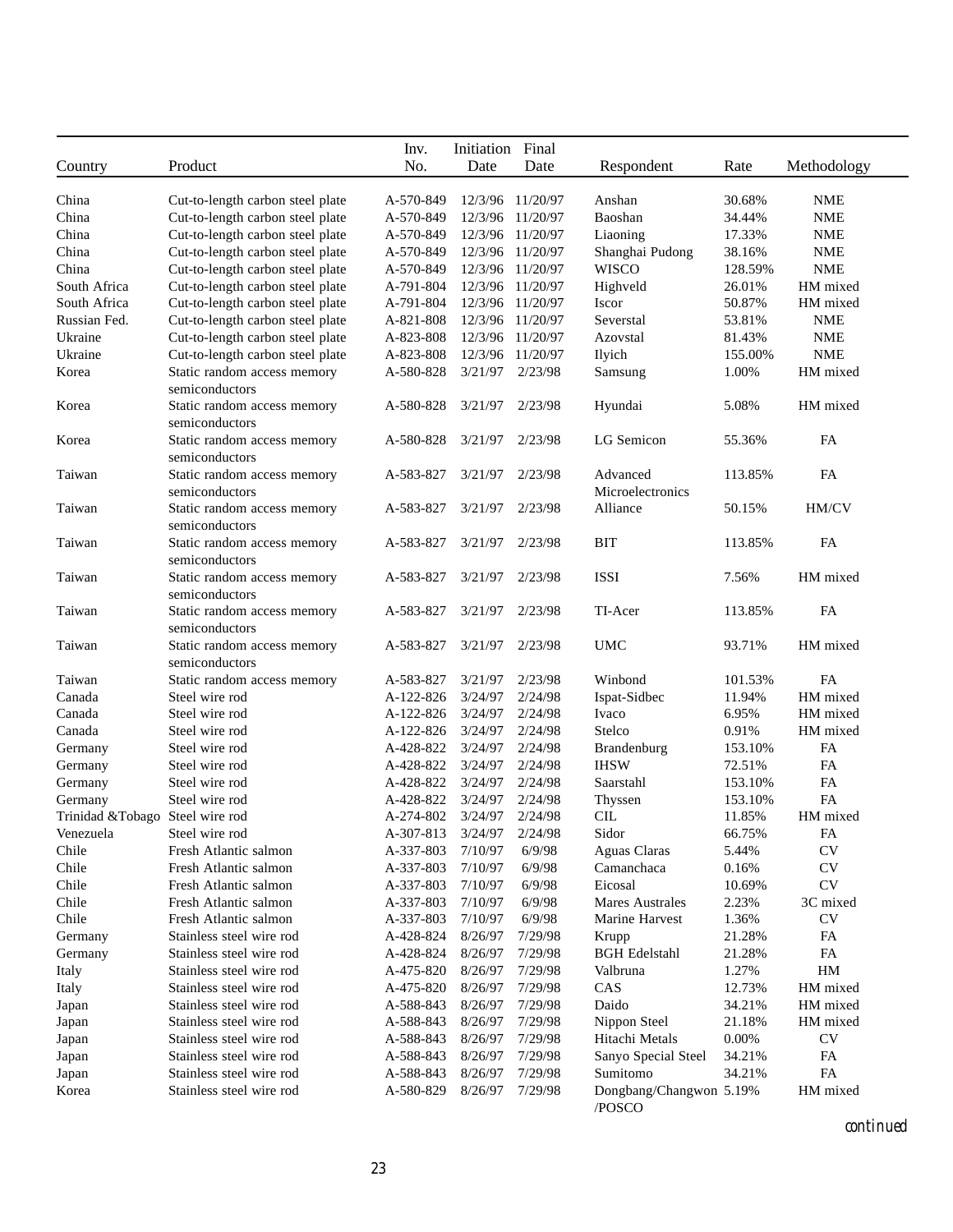| Country | Product | Inv. No. | Initiation Date | Final Date | Respondent | Rate | Methodology |
|---|---|---|---|---|---|---|---|
| China | Cut-to-length carbon steel plate | A-570-849 | 12/3/96 | 11/20/97 | Anshan | 30.68% | NME |
| China | Cut-to-length carbon steel plate | A-570-849 | 12/3/96 | 11/20/97 | Baoshan | 34.44% | NME |
| China | Cut-to-length carbon steel plate | A-570-849 | 12/3/96 | 11/20/97 | Liaoning | 17.33% | NME |
| China | Cut-to-length carbon steel plate | A-570-849 | 12/3/96 | 11/20/97 | Shanghai Pudong | 38.16% | NME |
| China | Cut-to-length carbon steel plate | A-570-849 | 12/3/96 | 11/20/97 | WISCO | 128.59% | NME |
| South Africa | Cut-to-length carbon steel plate | A-791-804 | 12/3/96 | 11/20/97 | Highveld | 26.01% | HM mixed |
| South Africa | Cut-to-length carbon steel plate | A-791-804 | 12/3/96 | 11/20/97 | Iscor | 50.87% | HM mixed |
| Russian Fed. | Cut-to-length carbon steel plate | A-821-808 | 12/3/96 | 11/20/97 | Severstal | 53.81% | NME |
| Ukraine | Cut-to-length carbon steel plate | A-823-808 | 12/3/96 | 11/20/97 | Azovstal | 81.43% | NME |
| Ukraine | Cut-to-length carbon steel plate | A-823-808 | 12/3/96 | 11/20/97 | Ilyich | 155.00% | NME |
| Korea | Static random access memory semiconductors | A-580-828 | 3/21/97 | 2/23/98 | Samsung | 1.00% | HM mixed |
| Korea | Static random access memory semiconductors | A-580-828 | 3/21/97 | 2/23/98 | Hyundai | 5.08% | HM mixed |
| Korea | Static random access memory semiconductors | A-580-828 | 3/21/97 | 2/23/98 | LG Semicon | 55.36% | FA |
| Taiwan | Static random access memory semiconductors | A-583-827 | 3/21/97 | 2/23/98 | Advanced Microelectronics | 113.85% | FA |
| Taiwan | Static random access memory semiconductors | A-583-827 | 3/21/97 | 2/23/98 | Alliance | 50.15% | HM/CV |
| Taiwan | Static random access memory semiconductors | A-583-827 | 3/21/97 | 2/23/98 | BIT | 113.85% | FA |
| Taiwan | Static random access memory semiconductors | A-583-827 | 3/21/97 | 2/23/98 | ISSI | 7.56% | HM mixed |
| Taiwan | Static random access memory semiconductors | A-583-827 | 3/21/97 | 2/23/98 | TI-Acer | 113.85% | FA |
| Taiwan | Static random access memory semiconductors | A-583-827 | 3/21/97 | 2/23/98 | UMC | 93.71% | HM mixed |
| Taiwan | Static random access memory | A-583-827 | 3/21/97 | 2/23/98 | Winbond | 101.53% | FA |
| Canada | Steel wire rod | A-122-826 | 3/24/97 | 2/24/98 | Ispat-Sidbec | 11.94% | HM mixed |
| Canada | Steel wire rod | A-122-826 | 3/24/97 | 2/24/98 | Ivaco | 6.95% | HM mixed |
| Canada | Steel wire rod | A-122-826 | 3/24/97 | 2/24/98 | Stelco | 0.91% | HM mixed |
| Germany | Steel wire rod | A-428-822 | 3/24/97 | 2/24/98 | Brandenburg | 153.10% | FA |
| Germany | Steel wire rod | A-428-822 | 3/24/97 | 2/24/98 | IHSW | 72.51% | FA |
| Germany | Steel wire rod | A-428-822 | 3/24/97 | 2/24/98 | Saarstahl | 153.10% | FA |
| Germany | Steel wire rod | A-428-822 | 3/24/97 | 2/24/98 | Thyssen | 153.10% | FA |
| Trinidad &Tobago | Steel wire rod | A-274-802 | 3/24/97 | 2/24/98 | CIL | 11.85% | HM mixed |
| Venezuela | Steel wire rod | A-307-813 | 3/24/97 | 2/24/98 | Sidor | 66.75% | FA |
| Chile | Fresh Atlantic salmon | A-337-803 | 7/10/97 | 6/9/98 | Aguas Claras | 5.44% | CV |
| Chile | Fresh Atlantic salmon | A-337-803 | 7/10/97 | 6/9/98 | Camanchaca | 0.16% | CV |
| Chile | Fresh Atlantic salmon | A-337-803 | 7/10/97 | 6/9/98 | Eicosal | 10.69% | CV |
| Chile | Fresh Atlantic salmon | A-337-803 | 7/10/97 | 6/9/98 | Mares Australes | 2.23% | 3C mixed |
| Chile | Fresh Atlantic salmon | A-337-803 | 7/10/97 | 6/9/98 | Marine Harvest | 1.36% | CV |
| Germany | Stainless steel wire rod | A-428-824 | 8/26/97 | 7/29/98 | Krupp | 21.28% | FA |
| Germany | Stainless steel wire rod | A-428-824 | 8/26/97 | 7/29/98 | BGH Edelstahl | 21.28% | FA |
| Italy | Stainless steel wire rod | A-475-820 | 8/26/97 | 7/29/98 | Valbruna | 1.27% | HM |
| Italy | Stainless steel wire rod | A-475-820 | 8/26/97 | 7/29/98 | CAS | 12.73% | HM mixed |
| Japan | Stainless steel wire rod | A-588-843 | 8/26/97 | 7/29/98 | Daido | 34.21% | HM mixed |
| Japan | Stainless steel wire rod | A-588-843 | 8/26/97 | 7/29/98 | Nippon Steel | 21.18% | HM mixed |
| Japan | Stainless steel wire rod | A-588-843 | 8/26/97 | 7/29/98 | Hitachi Metals | 0.00% | CV |
| Japan | Stainless steel wire rod | A-588-843 | 8/26/97 | 7/29/98 | Sanyo Special Steel | 34.21% | FA |
| Japan | Stainless steel wire rod | A-588-843 | 8/26/97 | 7/29/98 | Sumitomo | 34.21% | FA |
| Korea | Stainless steel wire rod | A-580-829 | 8/26/97 | 7/29/98 | Dongbang/Changwon /POSCO | 5.19% | HM mixed |

*continued*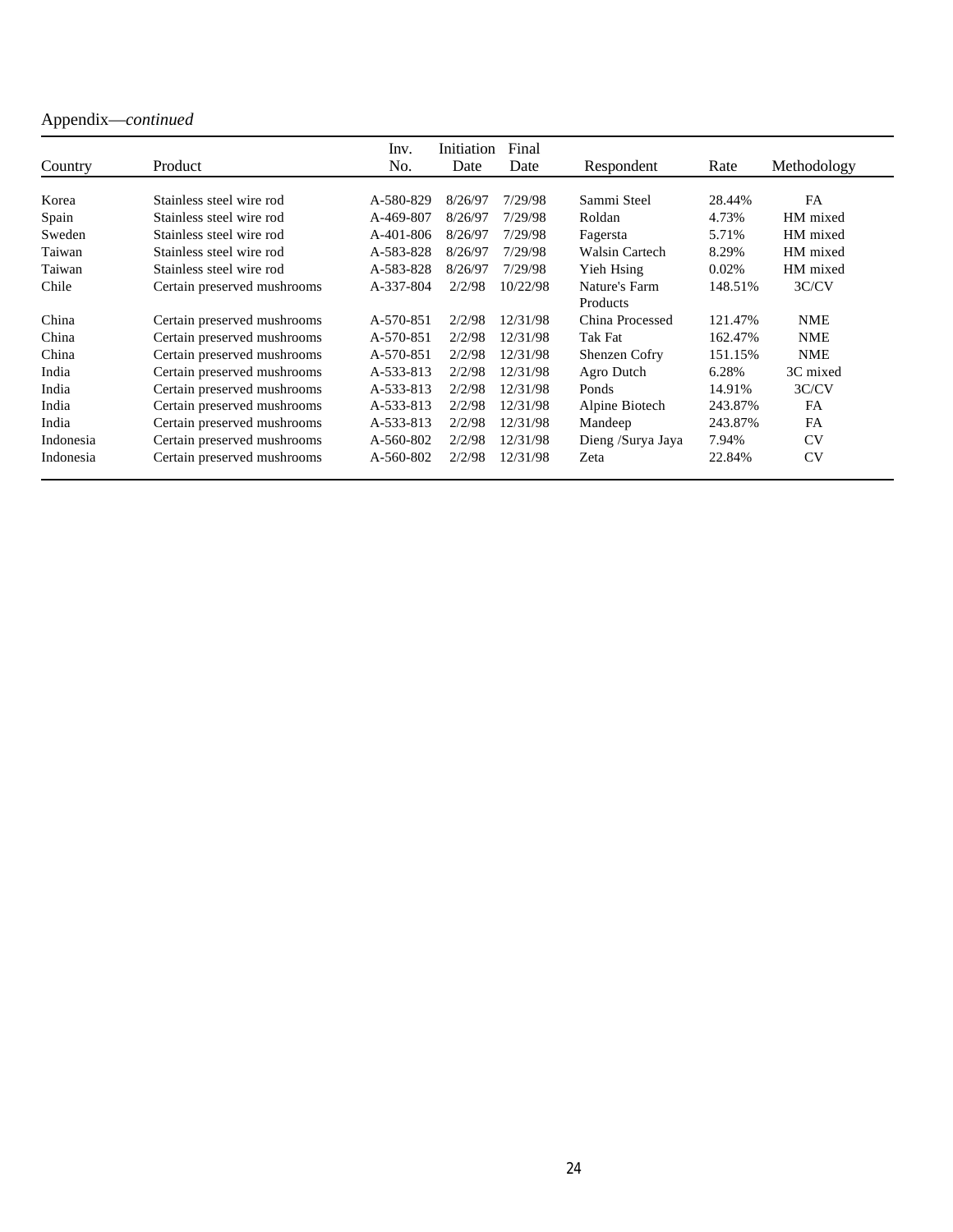Appendix—*continued*

| Country | Product | Inv. No. | Initiation Date | Final Date | Respondent | Rate | Methodology |
|---|---|---|---|---|---|---|---|
| Korea | Stainless steel wire rod | A-580-829 | 8/26/97 | 7/29/98 | Sammi Steel | 28.44% | FA |
| Spain | Stainless steel wire rod | A-469-807 | 8/26/97 | 7/29/98 | Roldan | 4.73% | HM mixed |
| Sweden | Stainless steel wire rod | A-401-806 | 8/26/97 | 7/29/98 | Fagersta | 5.71% | HM mixed |
| Taiwan | Stainless steel wire rod | A-583-828 | 8/26/97 | 7/29/98 | Walsin Cartech | 8.29% | HM mixed |
| Taiwan | Stainless steel wire rod | A-583-828 | 8/26/97 | 7/29/98 | Yieh Hsing | 0.02% | HM mixed |
| Chile | Certain preserved mushrooms | A-337-804 | 2/2/98 | 10/22/98 | Nature's Farm Products | 148.51% | 3C/CV |
| China | Certain preserved mushrooms | A-570-851 | 2/2/98 | 12/31/98 | China Processed | 121.47% | NME |
| China | Certain preserved mushrooms | A-570-851 | 2/2/98 | 12/31/98 | Tak Fat | 162.47% | NME |
| China | Certain preserved mushrooms | A-570-851 | 2/2/98 | 12/31/98 | Shenzen Cofry | 151.15% | NME |
| India | Certain preserved mushrooms | A-533-813 | 2/2/98 | 12/31/98 | Agro Dutch | 6.28% | 3C mixed |
| India | Certain preserved mushrooms | A-533-813 | 2/2/98 | 12/31/98 | Ponds | 14.91% | 3C/CV |
| India | Certain preserved mushrooms | A-533-813 | 2/2/98 | 12/31/98 | Alpine Biotech | 243.87% | FA |
| India | Certain preserved mushrooms | A-533-813 | 2/2/98 | 12/31/98 | Mandeep | 243.87% | FA |
| Indonesia | Certain preserved mushrooms | A-560-802 | 2/2/98 | 12/31/98 | Dieng /Surya Jaya | 7.94% | CV |
| Indonesia | Certain preserved mushrooms | A-560-802 | 2/2/98 | 12/31/98 | Zeta | 22.84% | CV |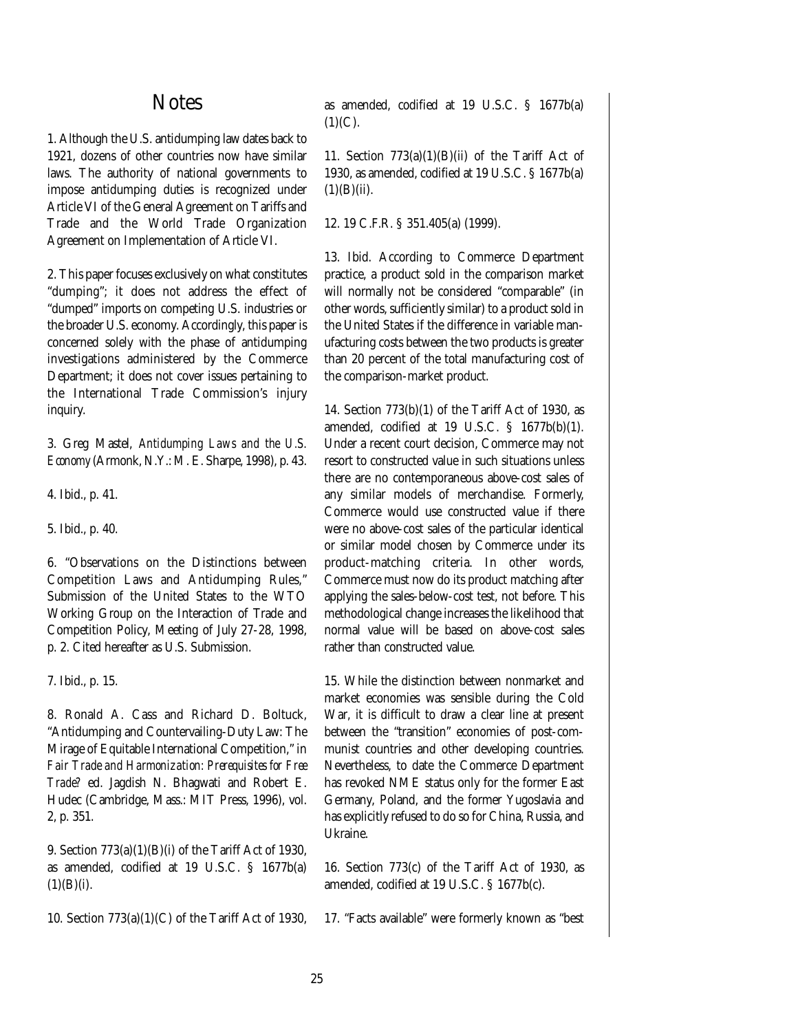# Notes

1. Although the U.S. antidumping law dates back to 1921, dozens of other countries now have similar laws. The authority of national governments to impose antidumping duties is recognized under Article VI of the General Agreement on Tariffs and Trade and the World Trade Organization Agreement on Implementation of Article VI.

2. This paper focuses exclusively on what constitutes "dumping"; it does not address the effect of "dumped" imports on competing U.S. industries or the broader U.S. economy. Accordingly, this paper is concerned solely with the phase of antidumping investigations administered by the Commerce Department; it does not cover issues pertaining to the International Trade Commission's injury inquiry.

3. Greg Mastel, *Antidumping Laws and the U.S. Economy* (Armonk, N.Y.: M. E. Sharpe, 1998), p. 43.

4. Ibid., p. 41.

5. Ibid., p. 40.

6. "Observations on the Distinctions between Competition Laws and Antidumping Rules," Submission of the United States to the WTO Working Group on the Interaction of Trade and Competition Policy, Meeting of July 27-28, 1998, p. 2. Cited hereafter as U.S. Submission.

7. Ibid., p. 15.

8. Ronald A. Cass and Richard D. Boltuck, "Antidumping and Countervailing-Duty Law: The Mirage of Equitable International Competition," in *Fair Trade and Harmonization: Prerequisites for Free Trade?* ed. Jagdish N. Bhagwati and Robert E. Hudec (Cambridge, Mass.: MIT Press, 1996), vol. 2, p. 351.

9. Section 773(a)(1)(B)(i) of the Tariff Act of 1930, as amended, codified at 19 U.S.C. § 1677b(a)(1)(B)(i).

10. Section 773(a)(1)(C) of the Tariff Act of 1930, as amended, codified at 19 U.S.C. § 1677b(a)(1)(C).

11. Section 773(a)(1)(B)(ii) of the Tariff Act of 1930, as amended, codified at 19 U.S.C. § 1677b(a)(1)(B)(ii).

12. 19 C.F.R. § 351.405(a) (1999).

13. Ibid. According to Commerce Department practice, a product sold in the comparison market will normally not be considered "comparable" (in other words, sufficiently similar) to a product sold in the United States if the difference in variable manufacturing costs between the two products is greater than 20 percent of the total manufacturing cost of the comparison-market product.

14. Section 773(b)(1) of the Tariff Act of 1930, as amended, codified at 19 U.S.C. § 1677b(b)(1). Under a recent court decision, Commerce may not resort to constructed value in such situations unless there are no contemporaneous above-cost sales of any similar models of merchandise. Formerly, Commerce would use constructed value if there were no above-cost sales of the particular identical or similar model chosen by Commerce under its product-matching criteria. In other words, Commerce must now do its product matching after applying the sales-below-cost test, not before. This methodological change increases the likelihood that normal value will be based on above-cost sales rather than constructed value.

15. While the distinction between nonmarket and market economies was sensible during the Cold War, it is difficult to draw a clear line at present between the "transition" economies of post-communist countries and other developing countries. Nevertheless, to date the Commerce Department has revoked NME status only for the former East Germany, Poland, and the former Yugoslavia and has explicitly refused to do so for China, Russia, and Ukraine.

16. Section 773(c) of the Tariff Act of 1930, as amended, codified at 19 U.S.C. § 1677b(c).

17. "Facts available" were formerly known as "best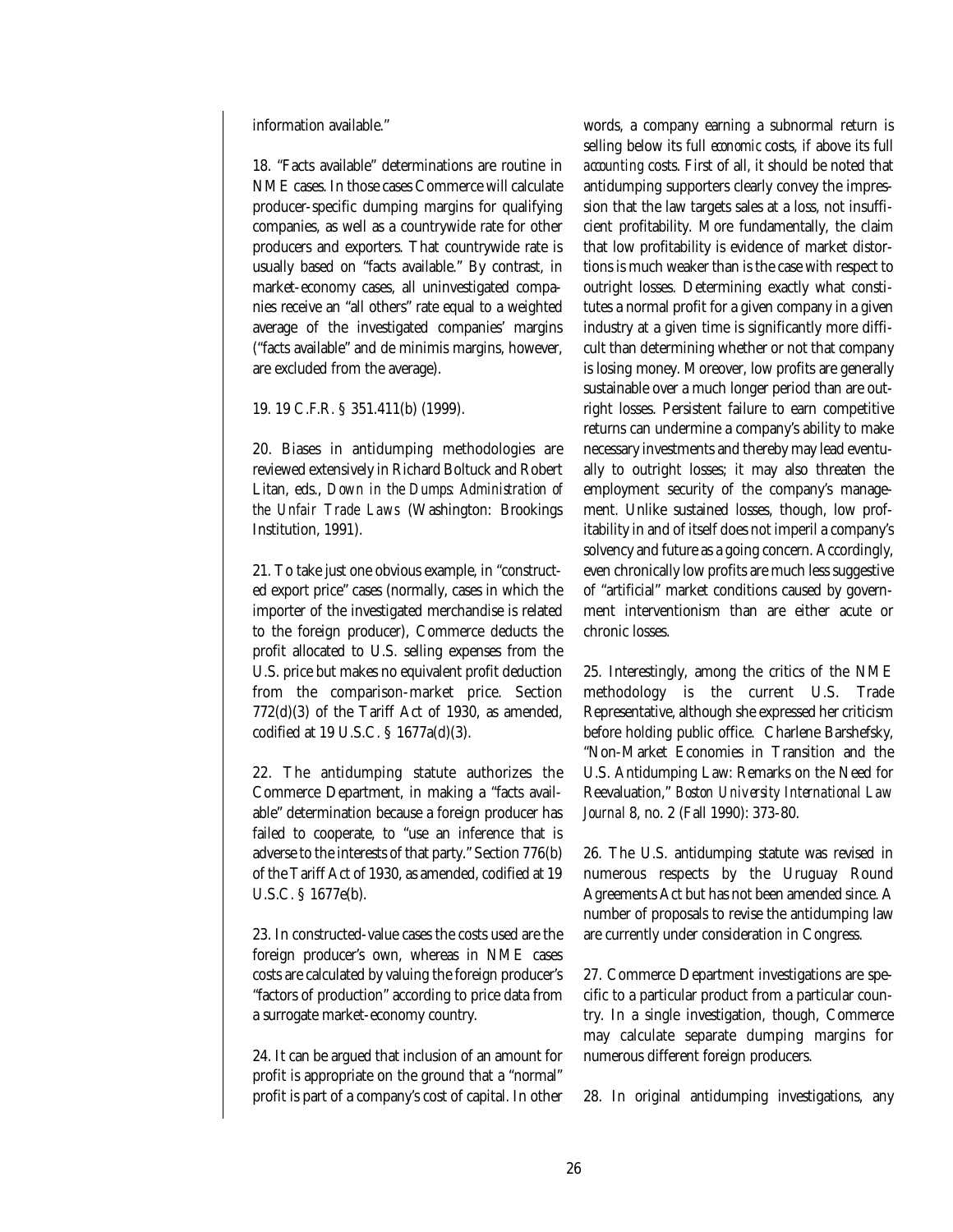information available."

18. "Facts available" determinations are routine in NME cases. In those cases Commerce will calculate producer-specific dumping margins for qualifying companies, as well as a countrywide rate for other producers and exporters. That countrywide rate is usually based on "facts available." By contrast, in market-economy cases, all uninvestigated companies receive an "all others" rate equal to a weighted average of the investigated companies' margins ("facts available" and de minimis margins, however, are excluded from the average).

19. 19 C.F.R. § 351.411(b) (1999).

20. Biases in antidumping methodologies are reviewed extensively in Richard Boltuck and Robert Litan, eds., *Down in the Dumps: Administration of the Unfair Trade Laws* (Washington: Brookings Institution, 1991).

21. To take just one obvious example, in "constructed export price" cases (normally, cases in which the importer of the investigated merchandise is related to the foreign producer), Commerce deducts the profit allocated to U.S. selling expenses from the U.S. price but makes no equivalent profit deduction from the comparison-market price. Section 772(d)(3) of the Tariff Act of 1930, as amended, codified at 19 U.S.C. § 1677a(d)(3).

22. The antidumping statute authorizes the Commerce Department, in making a "facts available" determination because a foreign producer has failed to cooperate, to "use an inference that is adverse to the interests of that party." Section 776(b) of the Tariff Act of 1930, as amended, codified at 19 U.S.C. § 1677e(b).

23. In constructed-value cases the costs used are the foreign producer's own, whereas in NME cases costs are calculated by valuing the foreign producer's "factors of production" according to price data from a surrogate market-economy country.

24. It can be argued that inclusion of an amount for profit is appropriate on the ground that a "normal" profit is part of a company's cost of capital. In other words, a company earning a subnormal return is selling below its full *economic* costs, if above its full *accounting* costs. First of all, it should be noted that antidumping supporters clearly convey the impression that the law targets sales at a loss, not insufficient profitability. More fundamentally, the claim that low profitability is evidence of market distortions is much weaker than is the case with respect to outright losses. Determining exactly what constitutes a normal profit for a given company in a given industry at a given time is significantly more difficult than determining whether or not that company is losing money. Moreover, low profits are generally sustainable over a much longer period than are outright losses. Persistent failure to earn competitive returns can undermine a company's ability to make necessary investments and thereby may lead eventually to outright losses; it may also threaten the employment security of the company's management. Unlike sustained losses, though, low profitability in and of itself does not imperil a company's solvency and future as a going concern. Accordingly, even chronically low profits are much less suggestive of "artificial" market conditions caused by government interventionism than are either acute or chronic losses.

25. Interestingly, among the critics of the NME methodology is the current U.S. Trade Representative, although she expressed her criticism before holding public office. Charlene Barshefsky, "Non-Market Economies in Transition and the U.S. Antidumping Law: Remarks on the Need for Reevaluation," *Boston University International Law Journal* 8, no. 2 (Fall 1990): 373-80.

26. The U.S. antidumping statute was revised in numerous respects by the Uruguay Round Agreements Act but has not been amended since. A number of proposals to revise the antidumping law are currently under consideration in Congress.

27. Commerce Department investigations are specific to a particular product from a particular country. In a single investigation, though, Commerce may calculate separate dumping margins for numerous different foreign producers.

28. In original antidumping investigations, any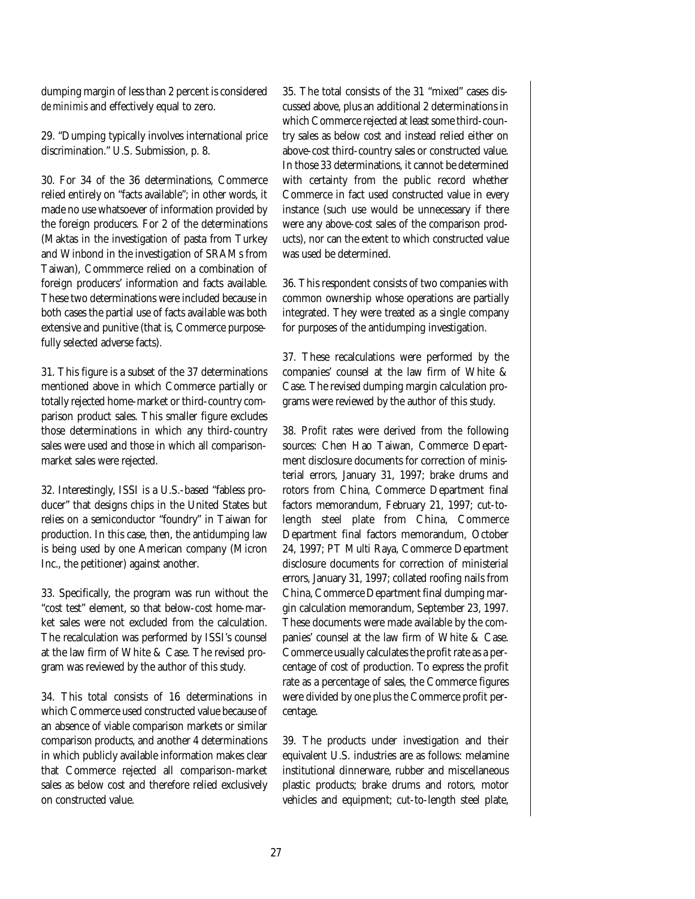dumping margin of less than 2 percent is considered *de minimis* and effectively equal to zero.

29. "Dumping typically involves international price discrimination." U.S. Submission, p. 8.

30. For 34 of the 36 determinations, Commerce relied entirely on "facts available"; in other words, it made no use whatsoever of information provided by the foreign producers. For 2 of the determinations (Maktas in the investigation of pasta from Turkey and Winbond in the investigation of SRAMs from Taiwan), Commmerce relied on a combination of foreign producers' information and facts available. These two determinations were included because in both cases the partial use of facts available was both extensive and punitive (that is, Commerce purposefully selected adverse facts).

31. This figure is a subset of the 37 determinations mentioned above in which Commerce partially or totally rejected home-market or third-country comparison product sales. This smaller figure excludes those determinations in which any third-country sales were used and those in which all comparison-market sales were rejected.

32. Interestingly, ISSI is a U.S.-based "fabless producer" that designs chips in the United States but relies on a semiconductor "foundry" in Taiwan for production. In this case, then, the antidumping law is being used by one American company (Micron Inc., the petitioner) against another.

33. Specifically, the program was run without the "cost test" element, so that below-cost home-market sales were not excluded from the calculation. The recalculation was performed by ISSI's counsel at the law firm of White & Case. The revised program was reviewed by the author of this study.

34. This total consists of 16 determinations in which Commerce used constructed value because of an absence of viable comparison markets or similar comparison products, and another 4 determinations in which publicly available information makes clear that Commerce rejected all comparison-market sales as below cost and therefore relied exclusively on constructed value.

35. The total consists of the 31 "mixed" cases discussed above, plus an additional 2 determinations in which Commerce rejected at least some third-country sales as below cost and instead relied either on above-cost third-country sales or constructed value. In those 33 determinations, it cannot be determined with certainty from the public record whether Commerce in fact used constructed value in every instance (such use would be unnecessary if there were any above-cost sales of the comparison products), nor can the extent to which constructed value was used be determined.

36. This respondent consists of two companies with common ownership whose operations are partially integrated. They were treated as a single company for purposes of the antidumping investigation.

37. These recalculations were performed by the companies' counsel at the law firm of White & Case. The revised dumping margin calculation programs were reviewed by the author of this study.

38. Profit rates were derived from the following sources: Chen Hao Taiwan, Commerce Department disclosure documents for correction of ministerial errors, January 31, 1997; brake drums and rotors from China, Commerce Department final factors memorandum, February 21, 1997; cut-to-length steel plate from China, Commerce Department final factors memorandum, October 24, 1997; PT Multi Raya, Commerce Department disclosure documents for correction of ministerial errors, January 31, 1997; collated roofing nails from China, Commerce Department final dumping margin calculation memorandum, September 23, 1997. These documents were made available by the companies' counsel at the law firm of White & Case. Commerce usually calculates the profit rate as a percentage of cost of production. To express the profit rate as a percentage of sales, the Commerce figures were divided by one plus the Commerce profit percentage.

39. The products under investigation and their equivalent U.S. industries are as follows: melamine institutional dinnerware, rubber and miscellaneous plastic products; brake drums and rotors, motor vehicles and equipment; cut-to-length steel plate,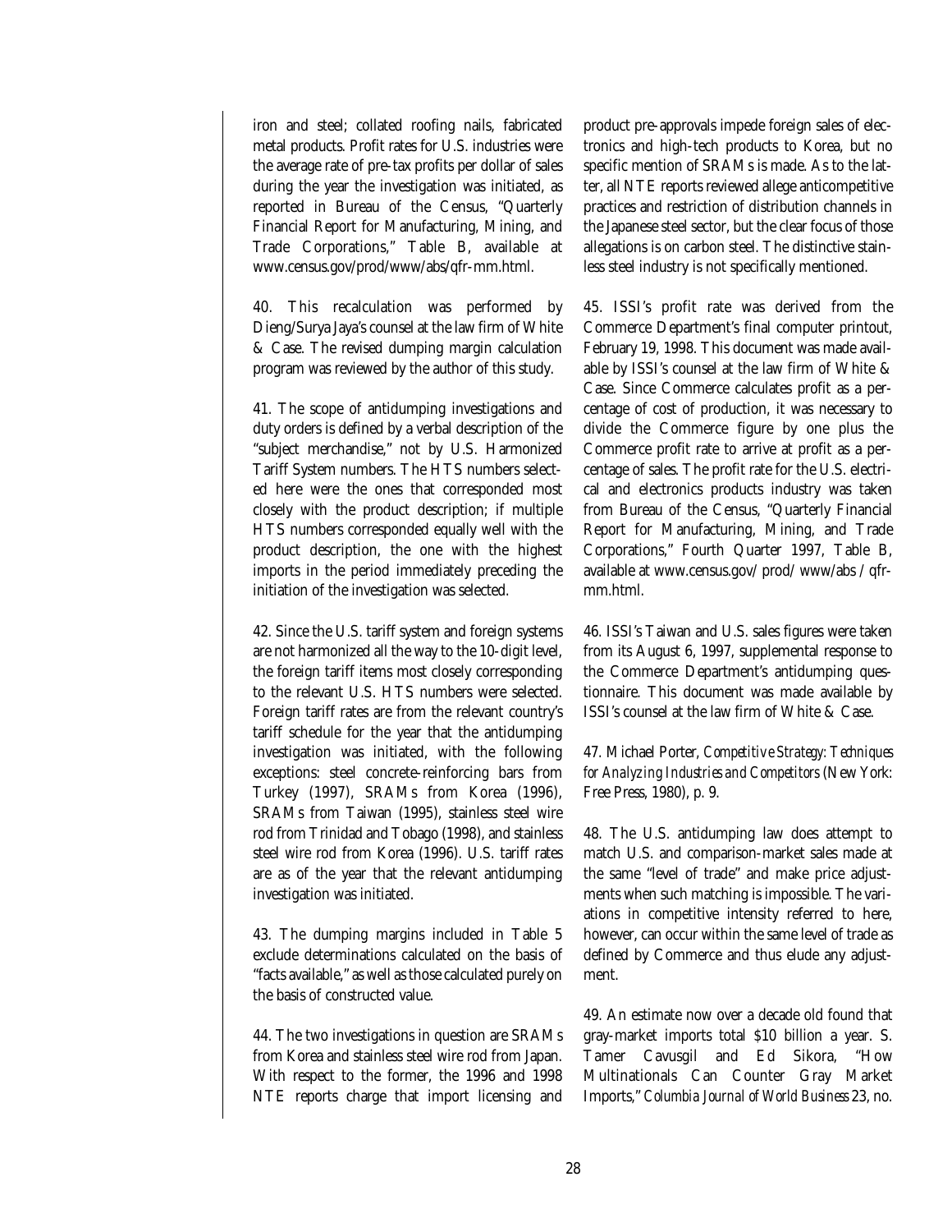iron and steel; collated roofing nails, fabricated metal products. Profit rates for U.S. industries were the average rate of pre-tax profits per dollar of sales during the year the investigation was initiated, as reported in Bureau of the Census, "Quarterly Financial Report for Manufacturing, Mining, and Trade Corporations," Table B, available at www.census.gov/prod/www/abs/qfr-mm.html.

40. This recalculation was performed by Dieng/Surya Jaya's counsel at the law firm of White & Case. The revised dumping margin calculation program was reviewed by the author of this study.

41. The scope of antidumping investigations and duty orders is defined by a verbal description of the "subject merchandise," not by U.S. Harmonized Tariff System numbers. The HTS numbers selected here were the ones that corresponded most closely with the product description; if multiple HTS numbers corresponded equally well with the product description, the one with the highest imports in the period immediately preceding the initiation of the investigation was selected.

42. Since the U.S. tariff system and foreign systems are not harmonized all the way to the 10-digit level, the foreign tariff items most closely corresponding to the relevant U.S. HTS numbers were selected. Foreign tariff rates are from the relevant country's tariff schedule for the year that the antidumping investigation was initiated, with the following exceptions: steel concrete-reinforcing bars from Turkey (1997), SRAMs from Korea (1996), SRAMs from Taiwan (1995), stainless steel wire rod from Trinidad and Tobago (1998), and stainless steel wire rod from Korea (1996). U.S. tariff rates are as of the year that the relevant antidumping investigation was initiated.

43. The dumping margins included in Table 5 exclude determinations calculated on the basis of "facts available," as well as those calculated purely on the basis of constructed value.

44. The two investigations in question are SRAMs from Korea and stainless steel wire rod from Japan. With respect to the former, the 1996 and 1998 NTE reports charge that import licensing and product pre-approvals impede foreign sales of electronics and high-tech products to Korea, but no specific mention of SRAMs is made. As to the latter, all NTE reports reviewed allege anticompetitive practices and restriction of distribution channels in the Japanese steel sector, but the clear focus of those allegations is on carbon steel. The distinctive stainless steel industry is not specifically mentioned.

45. ISSI's profit rate was derived from the Commerce Department's final computer printout, February 19, 1998. This document was made available by ISSI's counsel at the law firm of White & Case. Since Commerce calculates profit as a percentage of cost of production, it was necessary to divide the Commerce figure by one plus the Commerce profit rate to arrive at profit as a percentage of sales. The profit rate for the U.S. electrical and electronics products industry was taken from Bureau of the Census, "Quarterly Financial Report for Manufacturing, Mining, and Trade Corporations," Fourth Quarter 1997, Table B, available at www.census.gov/ prod/ www/abs / qfr-mm.html.

46. ISSI's Taiwan and U.S. sales figures were taken from its August 6, 1997, supplemental response to the Commerce Department's antidumping questionnaire. This document was made available by ISSI's counsel at the law firm of White & Case.

47. Michael Porter, *Competitive Strategy: Techniques for Analyzing Industries and Competitors* (New York: Free Press, 1980), p. 9.

48. The U.S. antidumping law does attempt to match U.S. and comparison-market sales made at the same "level of trade" and make price adjustments when such matching is impossible. The variations in competitive intensity referred to here, however, can occur within the same level of trade as defined by Commerce and thus elude any adjustment.

49. An estimate now over a decade old found that gray-market imports total $10 billion a year. S. Tamer Cavusgil and Ed Sikora, "How Multinationals Can Counter Gray Market Imports," *Columbia Journal of World Business* 23, no.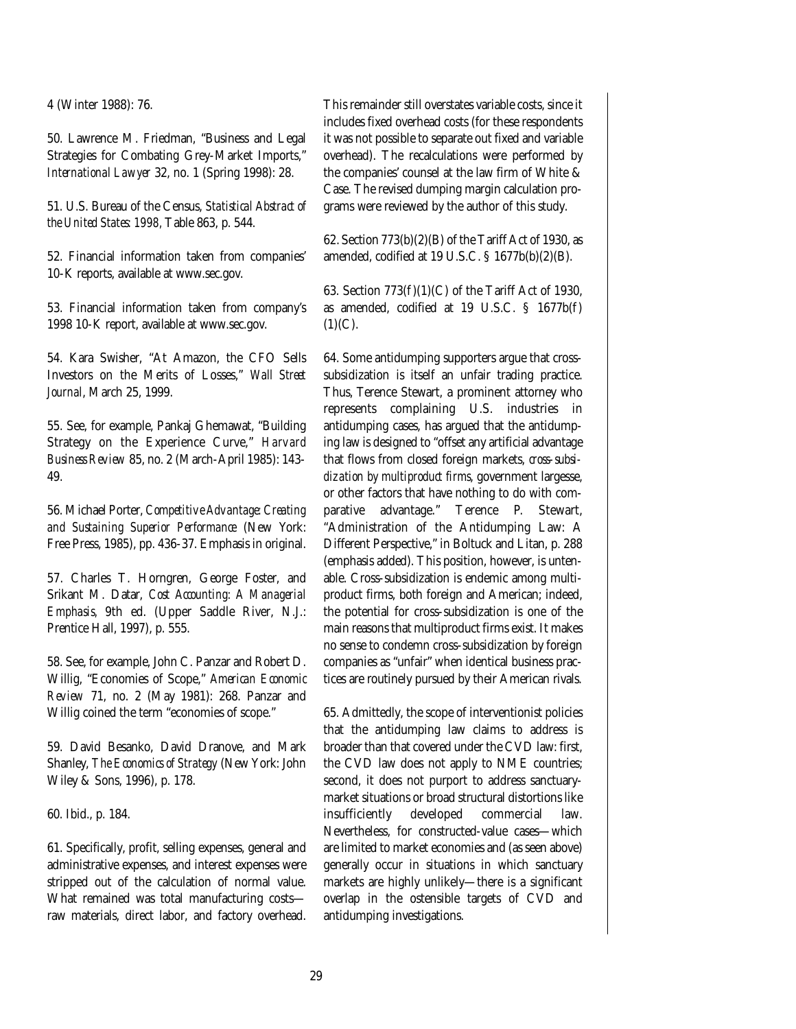4 (Winter 1988): 76.

50. Lawrence M. Friedman, "Business and Legal Strategies for Combating Grey-Market Imports," *International Lawyer* 32, no. 1 (Spring 1998): 28.

51. U.S. Bureau of the Census, *Statistical Abstract of the United States: 1998*, Table 863, p. 544.

52. Financial information taken from companies' 10-K reports, available at www.sec.gov.

53. Financial information taken from company's 1998 10-K report, available at www.sec.gov.

54. Kara Swisher, "At Amazon, the CFO Sells Investors on the Merits of Losses," *Wall Street Journal*, March 25, 1999.

55. See, for example, Pankaj Ghemawat, "Building Strategy on the Experience Curve," *Harvard Business Review* 85, no. 2 (March-April 1985): 143-49.

56. Michael Porter, *Competitive Advantage: Creating and Sustaining Superior Performance* (New York: Free Press, 1985), pp. 436-37. Emphasis in original.

57. Charles T. Horngren, George Foster, and Srikant M. Datar, *Cost Accounting: A Managerial Emphasis*, 9th ed. (Upper Saddle River, N.J.: Prentice Hall, 1997), p. 555.

58. See, for example, John C. Panzar and Robert D. Willig, "Economies of Scope," *American Economic Review* 71, no. 2 (May 1981): 268. Panzar and Willig coined the term "economies of scope."

59. David Besanko, David Dranove, and Mark Shanley, *The Economics of Strategy* (New York: John Wiley & Sons, 1996), p. 178.

60. Ibid., p. 184.

61. Specifically, profit, selling expenses, general and administrative expenses, and interest expenses were stripped out of the calculation of normal value. What remained was total manufacturing costs—raw materials, direct labor, and factory overhead. This remainder still overstates variable costs, since it includes fixed overhead costs (for these respondents it was not possible to separate out fixed and variable overhead). The recalculations were performed by the companies' counsel at the law firm of White & Case. The revised dumping margin calculation programs were reviewed by the author of this study.

62. Section 773(b)(2)(B) of the Tariff Act of 1930, as amended, codified at 19 U.S.C. § 1677b(b)(2)(B).

63. Section 773(*f*)(1)(C) of the Tariff Act of 1930, as amended, codified at 19 U.S.C. § 1677b(*f*)(1)(C).

64. Some antidumping supporters argue that cross-subsidization is itself an unfair trading practice. Thus, Terence Stewart, a prominent attorney who represents complaining U.S. industries in antidumping cases, has argued that the antidumping law is designed to "offset any artificial advantage that flows from closed foreign markets, *cross-subsidization by multiproduct firms*, government largesse, or other factors that have nothing to do with comparative advantage." Terence P. Stewart, "Administration of the Antidumping Law: A Different Perspective," in Boltuck and Litan, p. 288 (emphasis added). This position, however, is untenable. Cross-subsidization is endemic among multiproduct firms, both foreign and American; indeed, the potential for cross-subsidization is one of the main reasons that multiproduct firms exist. It makes no sense to condemn cross-subsidization by foreign companies as "unfair" when identical business practices are routinely pursued by their American rivals.

65. Admittedly, the scope of interventionist policies that the antidumping law claims to address is broader than that covered under the CVD law: first, the CVD law does not apply to NME countries; second, it does not purport to address sanctuary-market situations or broad structural distortions like insufficiently developed commercial law. Nevertheless, for constructed-value cases—which are limited to market economies and (as seen above) generally occur in situations in which sanctuary markets are highly unlikely—there is a significant overlap in the ostensible targets of CVD and antidumping investigations.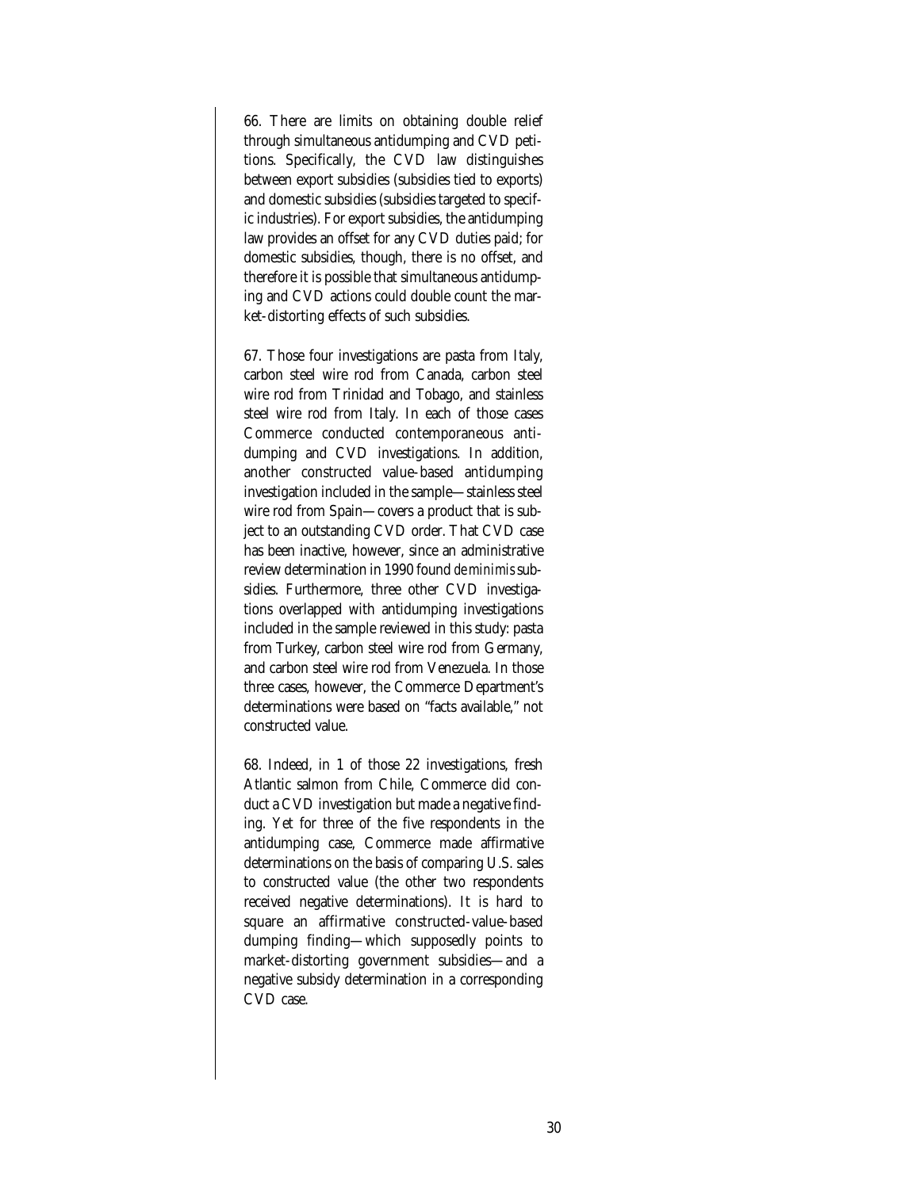66. There are limits on obtaining double relief through simultaneous antidumping and CVD petitions. Specifically, the CVD law distinguishes between export subsidies (subsidies tied to exports) and domestic subsidies (subsidies targeted to specific industries). For export subsidies, the antidumping law provides an offset for any CVD duties paid; for domestic subsidies, though, there is no offset, and therefore it is possible that simultaneous antidumping and CVD actions could double count the market-distorting effects of such subsidies.

67. Those four investigations are pasta from Italy, carbon steel wire rod from Canada, carbon steel wire rod from Trinidad and Tobago, and stainless steel wire rod from Italy. In each of those cases Commerce conducted contemporaneous antidumping and CVD investigations. In addition, another constructed value-based antidumping investigation included in the sample—stainless steel wire rod from Spain—covers a product that is subject to an outstanding CVD order. That CVD case has been inactive, however, since an administrative review determination in 1990 found *de minimis* subsidies. Furthermore, three other CVD investigations overlapped with antidumping investigations included in the sample reviewed in this study: pasta from Turkey, carbon steel wire rod from Germany, and carbon steel wire rod from Venezuela. In those three cases, however, the Commerce Department's determinations were based on "facts available," not constructed value.

68. Indeed, in 1 of those 22 investigations, fresh Atlantic salmon from Chile, Commerce did conduct a CVD investigation but made a negative finding. Yet for three of the five respondents in the antidumping case, Commerce made affirmative determinations on the basis of comparing U.S. sales to constructed value (the other two respondents received negative determinations). It is hard to square an affirmative constructed-value-based dumping finding—which supposedly points to market-distorting government subsidies—and a negative subsidy determination in a corresponding CVD case.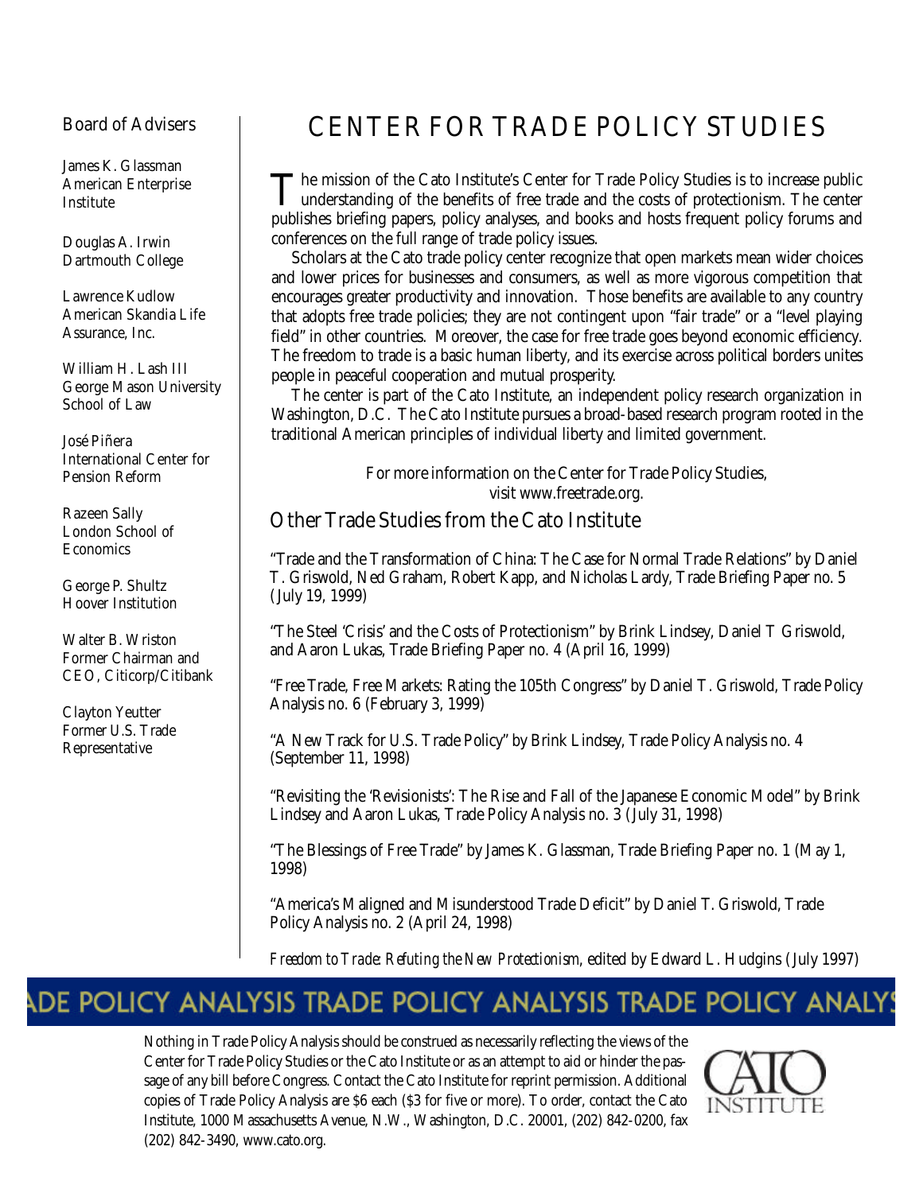## Board of Advisers

James K. Glassman
American Enterprise Institute

Douglas A. Irwin
Dartmouth College

Lawrence Kudlow
American Skandia Life Assurance, Inc.

William H. Lash III
George Mason University School of Law

José Piñera
International Center for Pension Reform

Razeen Sally
London School of Economics

George P. Shultz
Hoover Institution

Walter B. Wriston
Former Chairman and CEO, Citicorp/Citibank

Clayton Yeutter
Former U.S. Trade Representative

# CENTER FOR TRADE POLICY STUDIES

The mission of the Cato Institute's Center for Trade Policy Studies is to increase public understanding of the benefits of free trade and the costs of protectionism. The center publishes briefing papers, policy analyses, and books and hosts frequent policy forums and conferences on the full range of trade policy issues.

Scholars at the Cato trade policy center recognize that open markets mean wider choices and lower prices for businesses and consumers, as well as more vigorous competition that encourages greater productivity and innovation. Those benefits are available to any country that adopts free trade policies; they are not contingent upon "fair trade" or a "level playing field" in other countries. Moreover, the case for free trade goes beyond economic efficiency. The freedom to trade is a basic human liberty, and its exercise across political borders unites people in peaceful cooperation and mutual prosperity.

The center is part of the Cato Institute, an independent policy research organization in Washington, D.C. The Cato Institute pursues a broad-based research program rooted in the traditional American principles of individual liberty and limited government.

For more information on the Center for Trade Policy Studies, visit www.freetrade.org.

## Other Trade Studies from the Cato Institute

"Trade and the Transformation of China: The Case for Normal Trade Relations" by Daniel T. Griswold, Ned Graham, Robert Kapp, and Nicholas Lardy, Trade Briefing Paper no. 5 (July 19, 1999)

"The Steel 'Crisis' and the Costs of Protectionism" by Brink Lindsey, Daniel T Griswold, and Aaron Lukas, Trade Briefing Paper no. 4 (April 16, 1999)

"Free Trade, Free Markets: Rating the 105th Congress" by Daniel T. Griswold, Trade Policy Analysis no. 6 (February 3, 1999)

"A New Track for U.S. Trade Policy" by Brink Lindsey, Trade Policy Analysis no. 4 (September 11, 1998)

"Revisiting the 'Revisionists': The Rise and Fall of the Japanese Economic Model" by Brink Lindsey and Aaron Lukas, Trade Policy Analysis no. 3 (July 31, 1998)

"The Blessings of Free Trade" by James K. Glassman, Trade Briefing Paper no. 1 (May 1, 1998)

"America's Maligned and Misunderstood Trade Deficit" by Daniel T. Griswold, Trade Policy Analysis no. 2 (April 24, 1998)

*Freedom to Trade: Refuting the New Protectionism*, edited by Edward L. Hudgins (July 1997)

ADE POLICY ANALYSIS TRADE POLICY ANALYSIS TRADE POLICY ANALYS

Nothing in Trade Policy Analysis should be construed as necessarily reflecting the views of the Center for Trade Policy Studies or the Cato Institute or as an attempt to aid or hinder the passage of any bill before Congress. Contact the Cato Institute for reprint permission. Additional copies of Trade Policy Analysis are $6 each ($3 for five or more). To order, contact the Cato Institute, 1000 Massachusetts Avenue, N.W., Washington, D.C. 20001, (202) 842-0200, fax (202) 842-3490, www.cato.org.

CATO INSTITUTE